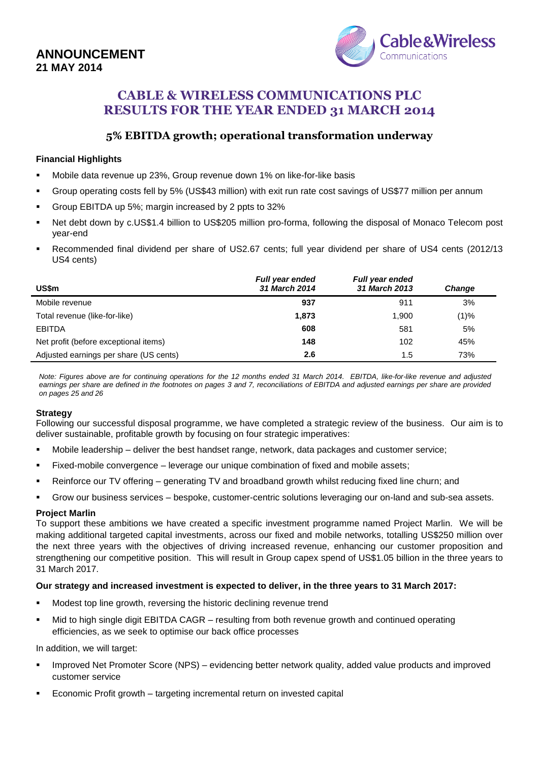# ANNOUNCEMENT

**21 MAY 2014**

# CABLE & WIRELESS COMMUNICATIONS PLC
# RESULTS FOR THE YEAR ENDED 31 MARCH 2014

## 5% EBITDA growth; operational transformation underway

**Financial Highlights**

- Mobile data revenue up 23%, Group revenue down 1% on like-for-like basis
- Group operating costs fell by 5% (US$43 million) with exit run rate cost savings of US$77 million per annum
- Group EBITDA up 5%; margin increased by 2 ppts to 32%
- Net debt down by c.US$1.4 billion to US$205 million pro-forma, following the disposal of Monaco Telecom post year-end
- Recommended final dividend per share of US2.67 cents; full year dividend per share of US4 cents (2012/13 US4 cents)

| US$m | *Full year ended 31 March 2014* | *Full year ended 31 March 2013* | *Change* |
|---|---|---|---|
| Mobile revenue | **937** | 911 | 3% |
| Total revenue (like-for-like) | **1,873** | 1,900 | (1)% |
| EBITDA | **608** | 581 | 5% |
| Net profit (before exceptional items) | **148** | 102 | 45% |
| Adjusted earnings per share (US cents) | **2.6** | 1.5 | 73% |

*Note: Figures above are for continuing operations for the 12 months ended 31 March 2014. EBITDA, like-for-like revenue and adjusted earnings per share are defined in the footnotes on pages 3 and 7, reconciliations of EBITDA and adjusted earnings per share are provided on pages 25 and 26*

**Strategy**

Following our successful disposal programme, we have completed a strategic review of the business. Our aim is to deliver sustainable, profitable growth by focusing on four strategic imperatives:

- Mobile leadership – deliver the best handset range, network, data packages and customer service;
- Fixed-mobile convergence – leverage our unique combination of fixed and mobile assets;
- Reinforce our TV offering – generating TV and broadband growth whilst reducing fixed line churn; and
- Grow our business services – bespoke, customer-centric solutions leveraging our on-land and sub-sea assets.

**Project Marlin**

To support these ambitions we have created a specific investment programme named Project Marlin. We will be making additional targeted capital investments, across our fixed and mobile networks, totalling US$250 million over the next three years with the objectives of driving increased revenue, enhancing our customer proposition and strengthening our competitive position. This will result in Group capex spend of US$1.05 billion in the three years to 31 March 2017.

**Our strategy and increased investment is expected to deliver, in the three years to 31 March 2017:**

- Modest top line growth, reversing the historic declining revenue trend
- Mid to high single digit EBITDA CAGR – resulting from both revenue growth and continued operating efficiencies, as we seek to optimise our back office processes

In addition, we will target:

- Improved Net Promoter Score (NPS) – evidencing better network quality, added value products and improved customer service
- Economic Profit growth – targeting incremental return on invested capital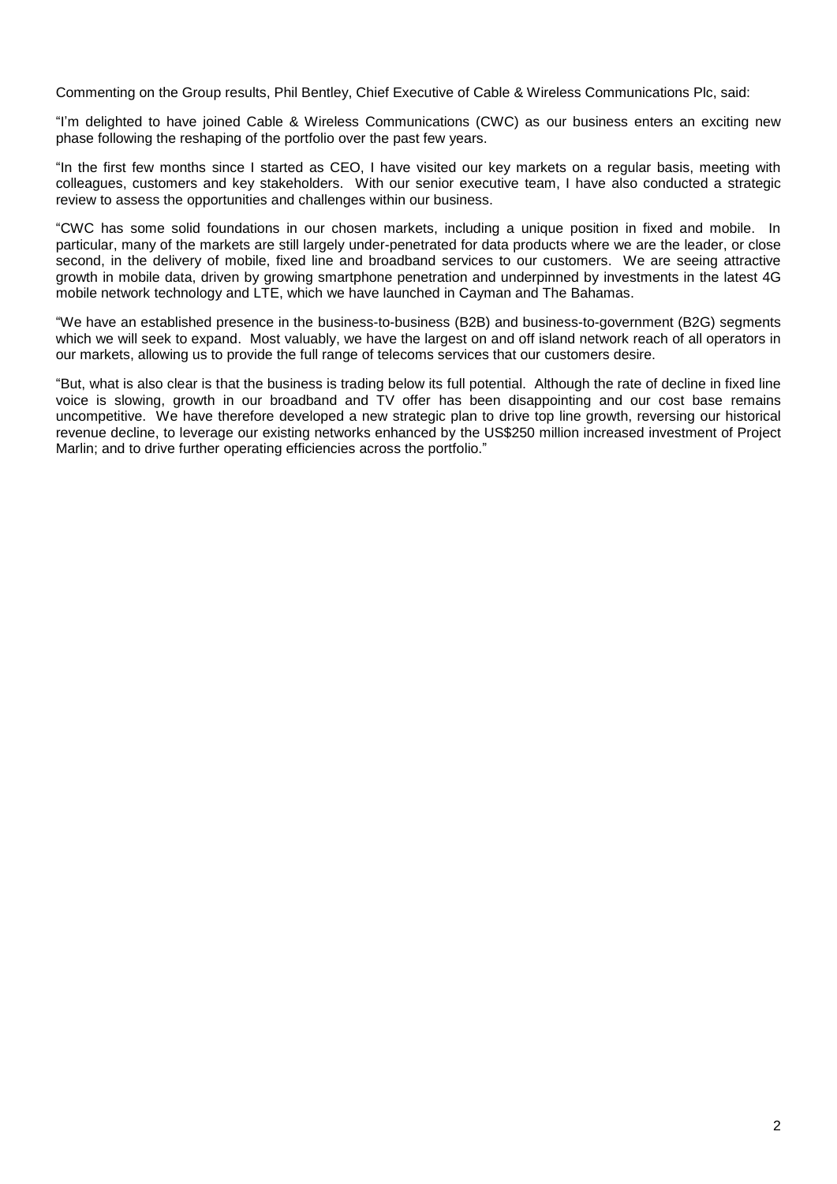Commenting on the Group results, Phil Bentley, Chief Executive of Cable & Wireless Communications Plc, said:

"I'm delighted to have joined Cable & Wireless Communications (CWC) as our business enters an exciting new phase following the reshaping of the portfolio over the past few years.

"In the first few months since I started as CEO, I have visited our key markets on a regular basis, meeting with colleagues, customers and key stakeholders. With our senior executive team, I have also conducted a strategic review to assess the opportunities and challenges within our business.

"CWC has some solid foundations in our chosen markets, including a unique position in fixed and mobile. In particular, many of the markets are still largely under-penetrated for data products where we are the leader, or close second, in the delivery of mobile, fixed line and broadband services to our customers. We are seeing attractive growth in mobile data, driven by growing smartphone penetration and underpinned by investments in the latest 4G mobile network technology and LTE, which we have launched in Cayman and The Bahamas.

"We have an established presence in the business-to-business (B2B) and business-to-government (B2G) segments which we will seek to expand. Most valuably, we have the largest on and off island network reach of all operators in our markets, allowing us to provide the full range of telecoms services that our customers desire.

"But, what is also clear is that the business is trading below its full potential. Although the rate of decline in fixed line voice is slowing, growth in our broadband and TV offer has been disappointing and our cost base remains uncompetitive. We have therefore developed a new strategic plan to drive top line growth, reversing our historical revenue decline, to leverage our existing networks enhanced by the US$250 million increased investment of Project Marlin; and to drive further operating efficiencies across the portfolio."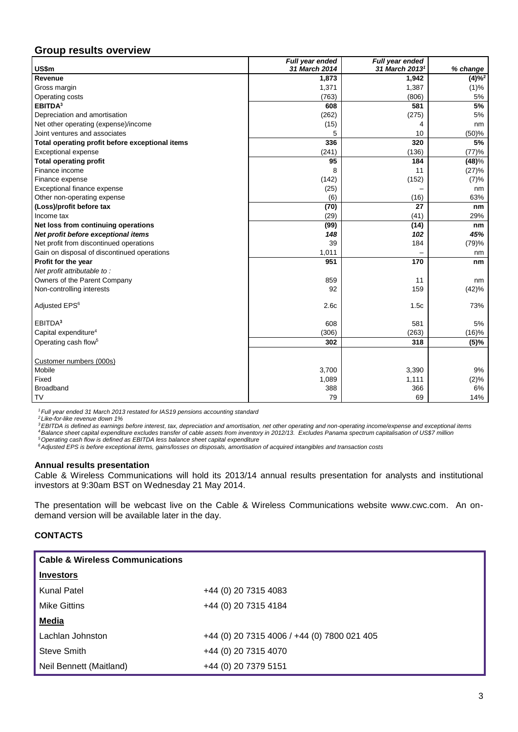## Group results overview

| US$m | *Full year ended 31 March 2014* | *Full year ended 31 March 2013*[1] | *% change* |
|---|---|---|---|
| **Revenue** | **1,873** | **1,942** | **(4)%**[2] |
| Gross margin | 1,371 | 1,387 | (1)% |
| Operating costs | (763) | (806) | 5% |
| **EBITDA**[3] | **608** | **581** | **5%** |
| Depreciation and amortisation | (262) | (275) | 5% |
| Net other operating (expense)/income | (15) | 4 | nm |
| Joint ventures and associates | 5 | 10 | (50)% |
| **Total operating profit before exceptional items** | **336** | **320** | **5%** |
| Exceptional expense | (241) | (136) | (77)% |
| **Total operating profit** | **95** | **184** | **(48)%** |
| Finance income | 8 | 11 | (27)% |
| Finance expense | (142) | (152) | (7)% |
| Exceptional finance expense | (25) | – | nm |
| Other non-operating expense | (6) | (16) | 63% |
| **(Loss)/profit before tax** | **(70)** | **27** | **nm** |
| Income tax | (29) | (41) | 29% |
| **Net loss from continuing operations** | **(99)** | **(14)** | **nm** |
| ***Net profit before exceptional items*** | ***148*** | ***102*** | ***45%*** |
| Net profit from discontinued operations | 39 | 184 | (79)% |
| Gain on disposal of discontinued operations | 1,011 | – | nm |
| **Profit for the year** | **951** | **170** | **nm** |
| *Net profit attributable to :* | | | |
| Owners of the Parent Company | 859 | 11 | nm |
| Non-controlling interests | 92 | 159 | (42)% |
| Adjusted EPS[6] | 2.6c | 1.5c | 73% |
| EBITDA[3] | 608 | 581 | 5% |
| Capital expenditure[4] | (306) | (263) | (16)% |
| Operating cash flow[5] | **302** | **318** | **(5)%** |
| Customer numbers (000s) | | | |
| Mobile | 3,700 | 3,390 | 9% |
| Fixed | 1,089 | 1,111 | (2)% |
| Broadband | 388 | 366 | 6% |
| TV | 79 | 69 | 14% |

*[1] Full year ended 31 March 2013 restated for IAS19 pensions accounting standard*
*[2] Like-for-like revenue down 1%*
*[3] EBITDA is defined as earnings before interest, tax, depreciation and amortisation, net other operating and non-operating income/expense and exceptional items*
*[4] Balance sheet capital expenditure excludes transfer of cable assets from inventory in 2012/13. Excludes Panama spectrum capitalisation of US$7 million*
*[5] Operating cash flow is defined as EBITDA less balance sheet capital expenditure*
*[6] Adjusted EPS is before exceptional items, gains/losses on disposals, amortisation of acquired intangibles and transaction costs*

### Annual results presentation

Cable & Wireless Communications will hold its 2013/14 annual results presentation for analysts and institutional investors at 9:30am BST on Wednesday 21 May 2014.

The presentation will be webcast live on the Cable & Wireless Communications website www.cwc.com. An on-demand version will be available later in the day.

### CONTACTS

| **Cable & Wireless Communications** | |
|---|---|
| **Investors** | |
| Kunal Patel | +44 (0) 20 7315 4083 |
| Mike Gittins | +44 (0) 20 7315 4184 |
| **Media** | |
| Lachlan Johnston | +44 (0) 20 7315 4006 / +44 (0) 7800 021 405 |
| Steve Smith | +44 (0) 20 7315 4070 |
| Neil Bennett (Maitland) | +44 (0) 20 7379 5151 |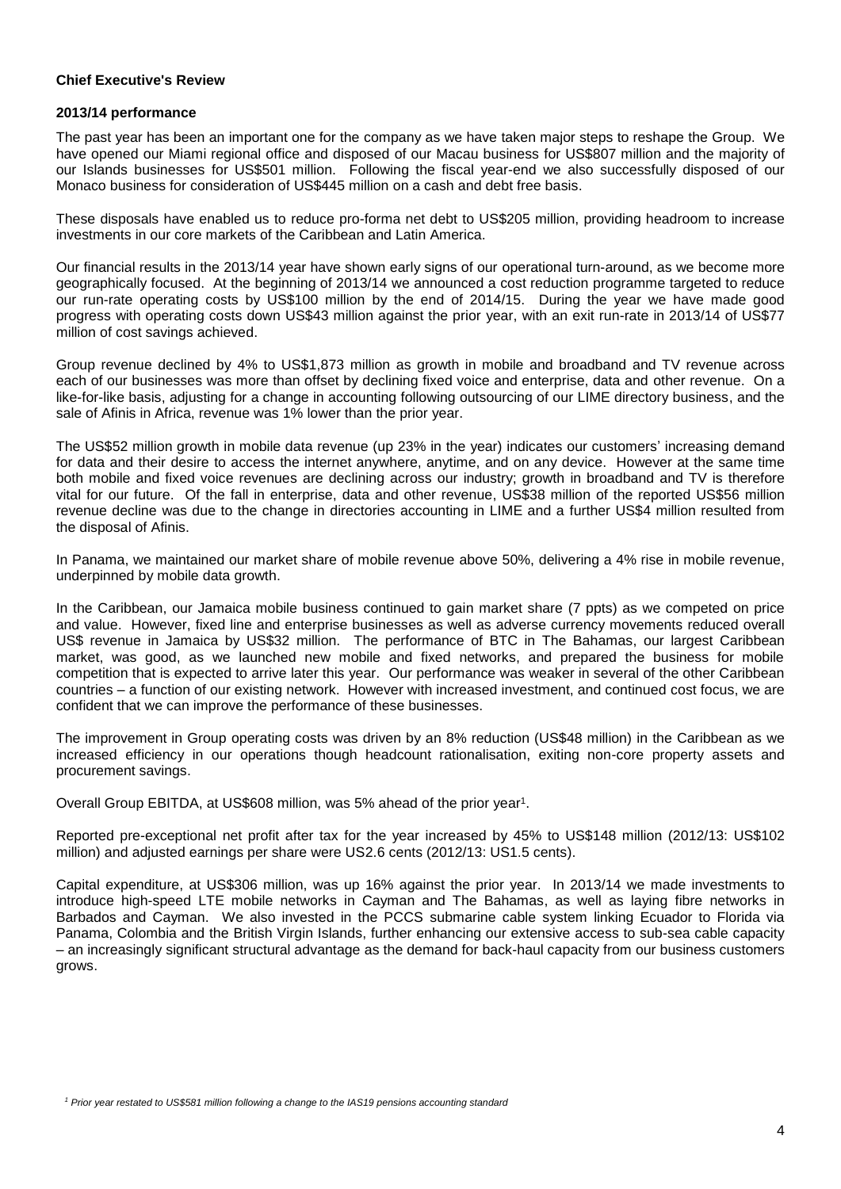**Chief Executive's Review**

**2013/14 performance**

The past year has been an important one for the company as we have taken major steps to reshape the Group. We have opened our Miami regional office and disposed of our Macau business for US$807 million and the majority of our Islands businesses for US$501 million. Following the fiscal year-end we also successfully disposed of our Monaco business for consideration of US$445 million on a cash and debt free basis.

These disposals have enabled us to reduce pro-forma net debt to US$205 million, providing headroom to increase investments in our core markets of the Caribbean and Latin America.

Our financial results in the 2013/14 year have shown early signs of our operational turn-around, as we become more geographically focused. At the beginning of 2013/14 we announced a cost reduction programme targeted to reduce our run-rate operating costs by US$100 million by the end of 2014/15. During the year we have made good progress with operating costs down US$43 million against the prior year, with an exit run-rate in 2013/14 of US$77 million of cost savings achieved.

Group revenue declined by 4% to US$1,873 million as growth in mobile and broadband and TV revenue across each of our businesses was more than offset by declining fixed voice and enterprise, data and other revenue. On a like-for-like basis, adjusting for a change in accounting following outsourcing of our LIME directory business, and the sale of Afinis in Africa, revenue was 1% lower than the prior year.

The US$52 million growth in mobile data revenue (up 23% in the year) indicates our customers' increasing demand for data and their desire to access the internet anywhere, anytime, and on any device. However at the same time both mobile and fixed voice revenues are declining across our industry; growth in broadband and TV is therefore vital for our future. Of the fall in enterprise, data and other revenue, US$38 million of the reported US$56 million revenue decline was due to the change in directories accounting in LIME and a further US$4 million resulted from the disposal of Afinis.

In Panama, we maintained our market share of mobile revenue above 50%, delivering a 4% rise in mobile revenue, underpinned by mobile data growth.

In the Caribbean, our Jamaica mobile business continued to gain market share (7 ppts) as we competed on price and value. However, fixed line and enterprise businesses as well as adverse currency movements reduced overall US$ revenue in Jamaica by US$32 million. The performance of BTC in The Bahamas, our largest Caribbean market, was good, as we launched new mobile and fixed networks, and prepared the business for mobile competition that is expected to arrive later this year. Our performance was weaker in several of the other Caribbean countries – a function of our existing network. However with increased investment, and continued cost focus, we are confident that we can improve the performance of these businesses.

The improvement in Group operating costs was driven by an 8% reduction (US$48 million) in the Caribbean as we increased efficiency in our operations though headcount rationalisation, exiting non-core property assets and procurement savings.

Overall Group EBITDA, at US$608 million, was 5% ahead of the prior year[1].

Reported pre-exceptional net profit after tax for the year increased by 45% to US$148 million (2012/13: US$102 million) and adjusted earnings per share were US2.6 cents (2012/13: US1.5 cents).

Capital expenditure, at US$306 million, was up 16% against the prior year. In 2013/14 we made investments to introduce high-speed LTE mobile networks in Cayman and The Bahamas, as well as laying fibre networks in Barbados and Cayman. We also invested in the PCCS submarine cable system linking Ecuador to Florida via Panama, Colombia and the British Virgin Islands, further enhancing our extensive access to sub-sea cable capacity – an increasingly significant structural advantage as the demand for back-haul capacity from our business customers grows.

*[1] Prior year restated to US$581 million following a change to the IAS19 pensions accounting standard*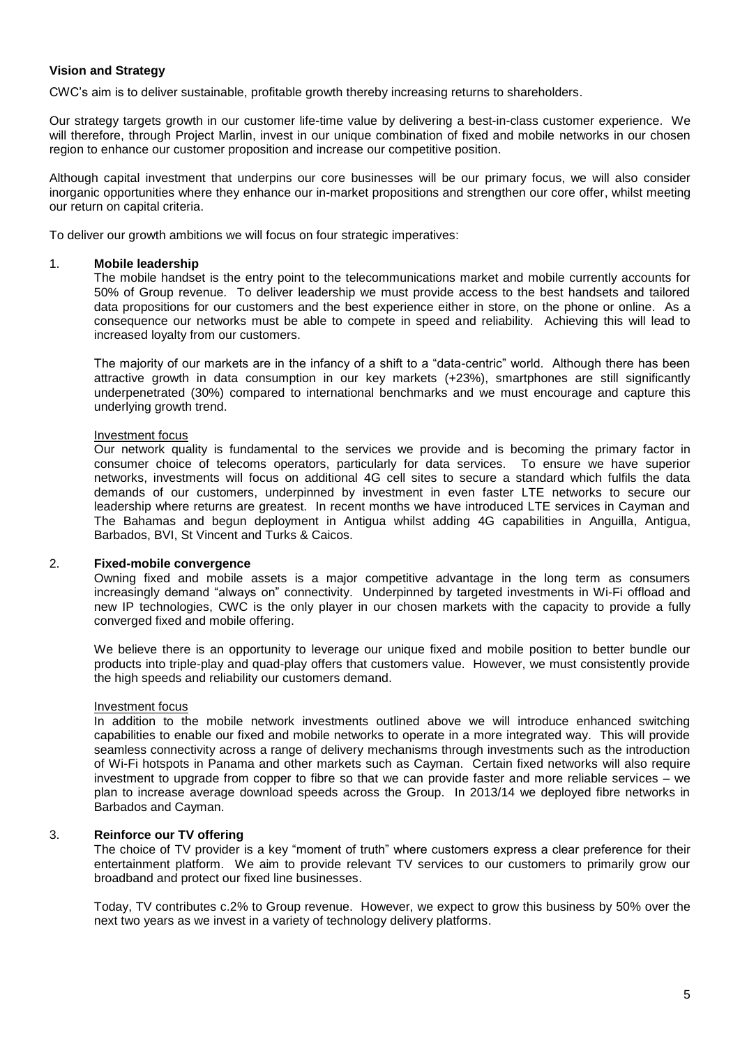**Vision and Strategy**

CWC's aim is to deliver sustainable, profitable growth thereby increasing returns to shareholders.

Our strategy targets growth in our customer life-time value by delivering a best-in-class customer experience. We will therefore, through Project Marlin, invest in our unique combination of fixed and mobile networks in our chosen region to enhance our customer proposition and increase our competitive position.

Although capital investment that underpins our core businesses will be our primary focus, we will also consider inorganic opportunities where they enhance our in-market propositions and strengthen our core offer, whilst meeting our return on capital criteria.

To deliver our growth ambitions we will focus on four strategic imperatives:

1. **Mobile leadership**

   The mobile handset is the entry point to the telecommunications market and mobile currently accounts for 50% of Group revenue. To deliver leadership we must provide access to the best handsets and tailored data propositions for our customers and the best experience either in store, on the phone or online. As a consequence our networks must be able to compete in speed and reliability. Achieving this will lead to increased loyalty from our customers.

   The majority of our markets are in the infancy of a shift to a "data-centric" world. Although there has been attractive growth in data consumption in our key markets (+23%), smartphones are still significantly underpenetrated (30%) compared to international benchmarks and we must encourage and capture this underlying growth trend.

   Investment focus

   Our network quality is fundamental to the services we provide and is becoming the primary factor in consumer choice of telecoms operators, particularly for data services. To ensure we have superior networks, investments will focus on additional 4G cell sites to secure a standard which fulfils the data demands of our customers, underpinned by investment in even faster LTE networks to secure our leadership where returns are greatest. In recent months we have introduced LTE services in Cayman and The Bahamas and begun deployment in Antigua whilst adding 4G capabilities in Anguilla, Antigua, Barbados, BVI, St Vincent and Turks & Caicos.

2. **Fixed-mobile convergence**

   Owning fixed and mobile assets is a major competitive advantage in the long term as consumers increasingly demand "always on" connectivity. Underpinned by targeted investments in Wi-Fi offload and new IP technologies, CWC is the only player in our chosen markets with the capacity to provide a fully converged fixed and mobile offering.

   We believe there is an opportunity to leverage our unique fixed and mobile position to better bundle our products into triple-play and quad-play offers that customers value. However, we must consistently provide the high speeds and reliability our customers demand.

   Investment focus

   In addition to the mobile network investments outlined above we will introduce enhanced switching capabilities to enable our fixed and mobile networks to operate in a more integrated way. This will provide seamless connectivity across a range of delivery mechanisms through investments such as the introduction of Wi-Fi hotspots in Panama and other markets such as Cayman. Certain fixed networks will also require investment to upgrade from copper to fibre so that we can provide faster and more reliable services – we plan to increase average download speeds across the Group. In 2013/14 we deployed fibre networks in Barbados and Cayman.

3. **Reinforce our TV offering**

   The choice of TV provider is a key "moment of truth" where customers express a clear preference for their entertainment platform. We aim to provide relevant TV services to our customers to primarily grow our broadband and protect our fixed line businesses.

   Today, TV contributes c.2% to Group revenue. However, we expect to grow this business by 50% over the next two years as we invest in a variety of technology delivery platforms.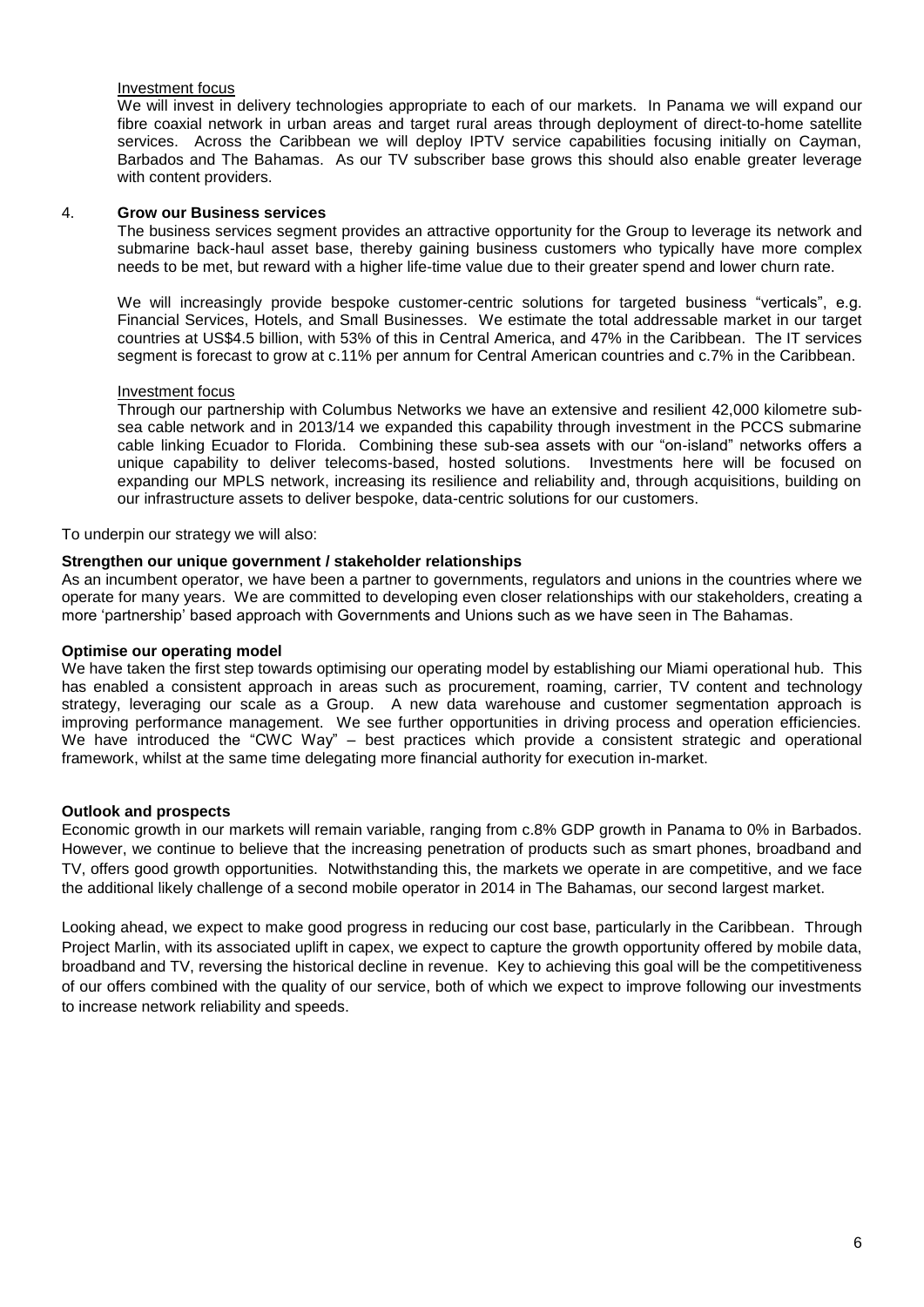Investment focus

We will invest in delivery technologies appropriate to each of our markets. In Panama we will expand our fibre coaxial network in urban areas and target rural areas through deployment of direct-to-home satellite services. Across the Caribbean we will deploy IPTV service capabilities focusing initially on Cayman, Barbados and The Bahamas. As our TV subscriber base grows this should also enable greater leverage with content providers.

4. **Grow our Business services**

The business services segment provides an attractive opportunity for the Group to leverage its network and submarine back-haul asset base, thereby gaining business customers who typically have more complex needs to be met, but reward with a higher life-time value due to their greater spend and lower churn rate.

We will increasingly provide bespoke customer-centric solutions for targeted business "verticals", e.g. Financial Services, Hotels, and Small Businesses. We estimate the total addressable market in our target countries at US$4.5 billion, with 53% of this in Central America, and 47% in the Caribbean. The IT services segment is forecast to grow at c.11% per annum for Central American countries and c.7% in the Caribbean.

Investment focus

Through our partnership with Columbus Networks we have an extensive and resilient 42,000 kilometre sub-sea cable network and in 2013/14 we expanded this capability through investment in the PCCS submarine cable linking Ecuador to Florida. Combining these sub-sea assets with our "on-island" networks offers a unique capability to deliver telecoms-based, hosted solutions. Investments here will be focused on expanding our MPLS network, increasing its resilience and reliability and, through acquisitions, building on our infrastructure assets to deliver bespoke, data-centric solutions for our customers.

To underpin our strategy we will also:

**Strengthen our unique government / stakeholder relationships**

As an incumbent operator, we have been a partner to governments, regulators and unions in the countries where we operate for many years. We are committed to developing even closer relationships with our stakeholders, creating a more 'partnership' based approach with Governments and Unions such as we have seen in The Bahamas.

**Optimise our operating model**

We have taken the first step towards optimising our operating model by establishing our Miami operational hub. This has enabled a consistent approach in areas such as procurement, roaming, carrier, TV content and technology strategy, leveraging our scale as a Group. A new data warehouse and customer segmentation approach is improving performance management. We see further opportunities in driving process and operation efficiencies. We have introduced the "CWC Way" – best practices which provide a consistent strategic and operational framework, whilst at the same time delegating more financial authority for execution in-market.

**Outlook and prospects**

Economic growth in our markets will remain variable, ranging from c.8% GDP growth in Panama to 0% in Barbados. However, we continue to believe that the increasing penetration of products such as smart phones, broadband and TV, offers good growth opportunities. Notwithstanding this, the markets we operate in are competitive, and we face the additional likely challenge of a second mobile operator in 2014 in The Bahamas, our second largest market.

Looking ahead, we expect to make good progress in reducing our cost base, particularly in the Caribbean. Through Project Marlin, with its associated uplift in capex, we expect to capture the growth opportunity offered by mobile data, broadband and TV, reversing the historical decline in revenue. Key to achieving this goal will be the competitiveness of our offers combined with the quality of our service, both of which we expect to improve following our investments to increase network reliability and speeds.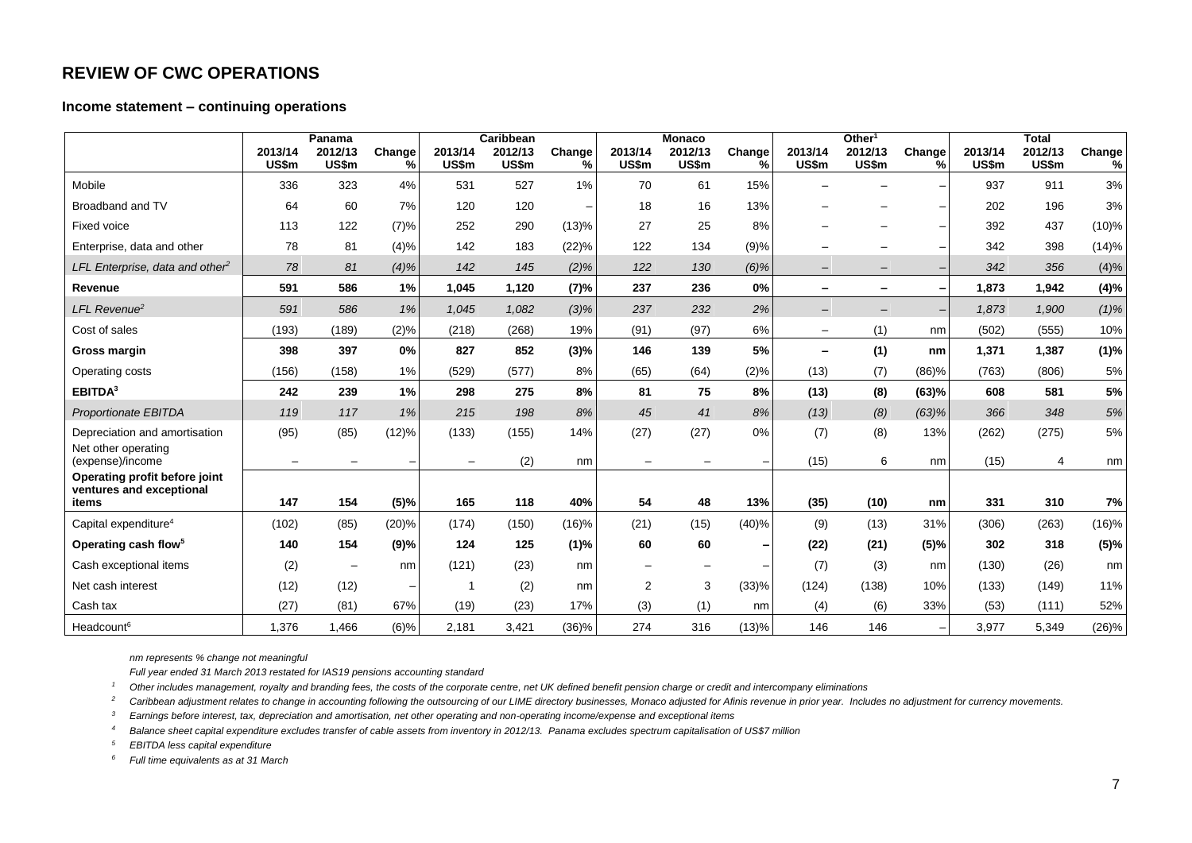## REVIEW OF CWC OPERATIONS

### Income statement – continuing operations

| | Panama | | | Caribbean | | | Monaco | | | Other[1] | | | Total | | |
|---|---|---|---|---|---|---|---|---|---|---|---|---|---|---|---|
| | 2013/14 US$m | 2012/13 US$m | Change % | 2013/14 US$m | 2012/13 US$m | Change % | 2013/14 US$m | 2012/13 US$m | Change % | 2013/14 US$m | 2012/13 US$m | Change % | 2013/14 US$m | 2012/13 US$m | Change % |
| Mobile | 336 | 323 | 4% | 531 | 527 | 1% | 70 | 61 | 15% | – | – | – | 937 | 911 | 3% |
| Broadband and TV | 64 | 60 | 7% | 120 | 120 | – | 18 | 16 | 13% | – | – | – | 202 | 196 | 3% |
| Fixed voice | 113 | 122 | (7)% | 252 | 290 | (13)% | 27 | 25 | 8% | – | – | – | 392 | 437 | (10)% |
| Enterprise, data and other | 78 | 81 | (4)% | 142 | 183 | (22)% | 122 | 134 | (9)% | – | – | – | 342 | 398 | (14)% |
| *LFL Enterprise, data and other[2]* | *78* | *81* | *(4)%* | *142* | *145* | *(2)%* | *122* | *130* | *(6)%* | – | – | – | *342* | *356* | *(4)%* |
| **Revenue** | **591** | **586** | **1%** | **1,045** | **1,120** | **(7)%** | **237** | **236** | **0%** | **–** | **–** | **–** | **1,873** | **1,942** | **(4)%** |
| *LFL Revenue[2]* | *591* | *586* | *1%* | *1,045* | *1,082* | *(3)%* | *237* | *232* | *2%* | – | – | – | *1,873* | *1,900* | *(1)%* |
| Cost of sales | (193) | (189) | (2)% | (218) | (268) | 19% | (91) | (97) | 6% | – | (1) | nm | (502) | (555) | 10% |
| **Gross margin** | **398** | **397** | **0%** | **827** | **852** | **(3)%** | **146** | **139** | **5%** | **–** | **(1)** | **nm** | **1,371** | **1,387** | **(1)%** |
| Operating costs | (156) | (158) | 1% | (529) | (577) | 8% | (65) | (64) | (2)% | (13) | (7) | (86)% | (763) | (806) | 5% |
| **EBITDA[3]** | **242** | **239** | **1%** | **298** | **275** | **8%** | **81** | **75** | **8%** | **(13)** | **(8)** | **(63)%** | **608** | **581** | **5%** |
| *Proportionate EBITDA* | *119* | *117* | *1%* | *215* | *198* | *8%* | *45* | *41* | *8%* | *(13)* | *(8)* | *(63)%* | *366* | *348* | *5%* |
| Depreciation and amortisation | (95) | (85) | (12)% | (133) | (155) | 14% | (27) | (27) | 0% | (7) | (8) | 13% | (262) | (275) | 5% |
| Net other operating (expense)/income | – | – | – | – | (2) | nm | – | – | – | (15) | 6 | nm | (15) | 4 | nm |
| **Operating profit before joint ventures and exceptional items** | **147** | **154** | **(5)%** | **165** | **118** | **40%** | **54** | **48** | **13%** | **(35)** | **(10)** | **nm** | **331** | **310** | **7%** |
| Capital expenditure[4] | (102) | (85) | (20)% | (174) | (150) | (16)% | (21) | (15) | (40)% | (9) | (13) | 31% | (306) | (263) | (16)% |
| **Operating cash flow[5]** | **140** | **154** | **(9)%** | **124** | **125** | **(1)%** | **60** | **60** | **–** | **(22)** | **(21)** | **(5)%** | **302** | **318** | **(5)%** |
| Cash exceptional items | (2) | – | nm | (121) | (23) | nm | – | – | – | (7) | (3) | nm | (130) | (26) | nm |
| Net cash interest | (12) | (12) | – | 1 | (2) | nm | 2 | 3 | (33)% | (124) | (138) | 10% | (133) | (149) | 11% |
| Cash tax | (27) | (81) | 67% | (19) | (23) | 17% | (3) | (1) | nm | (4) | (6) | 33% | (53) | (111) | 52% |
| Headcount[6] | 1,376 | 1,466 | (6)% | 2,181 | 3,421 | (36)% | 274 | 316 | (13)% | 146 | 146 | – | 3,977 | 5,349 | (26)% |

*nm represents % change not meaningful*

*Full year ended 31 March 2013 restated for IAS19 pensions accounting standard*

1. *Other includes management, royalty and branding fees, the costs of the corporate centre, net UK defined benefit pension charge or credit and intercompany eliminations*
2. *Caribbean adjustment relates to change in accounting following the outsourcing of our LIME directory businesses, Monaco adjusted for Afinis revenue in prior year. Includes no adjustment for currency movements.*
3. *Earnings before interest, tax, depreciation and amortisation, net other operating and non-operating income/expense and exceptional items*
4. *Balance sheet capital expenditure excludes transfer of cable assets from inventory in 2012/13. Panama excludes spectrum capitalisation of US$7 million*
5. *EBITDA less capital expenditure*
6. *Full time equivalents as at 31 March*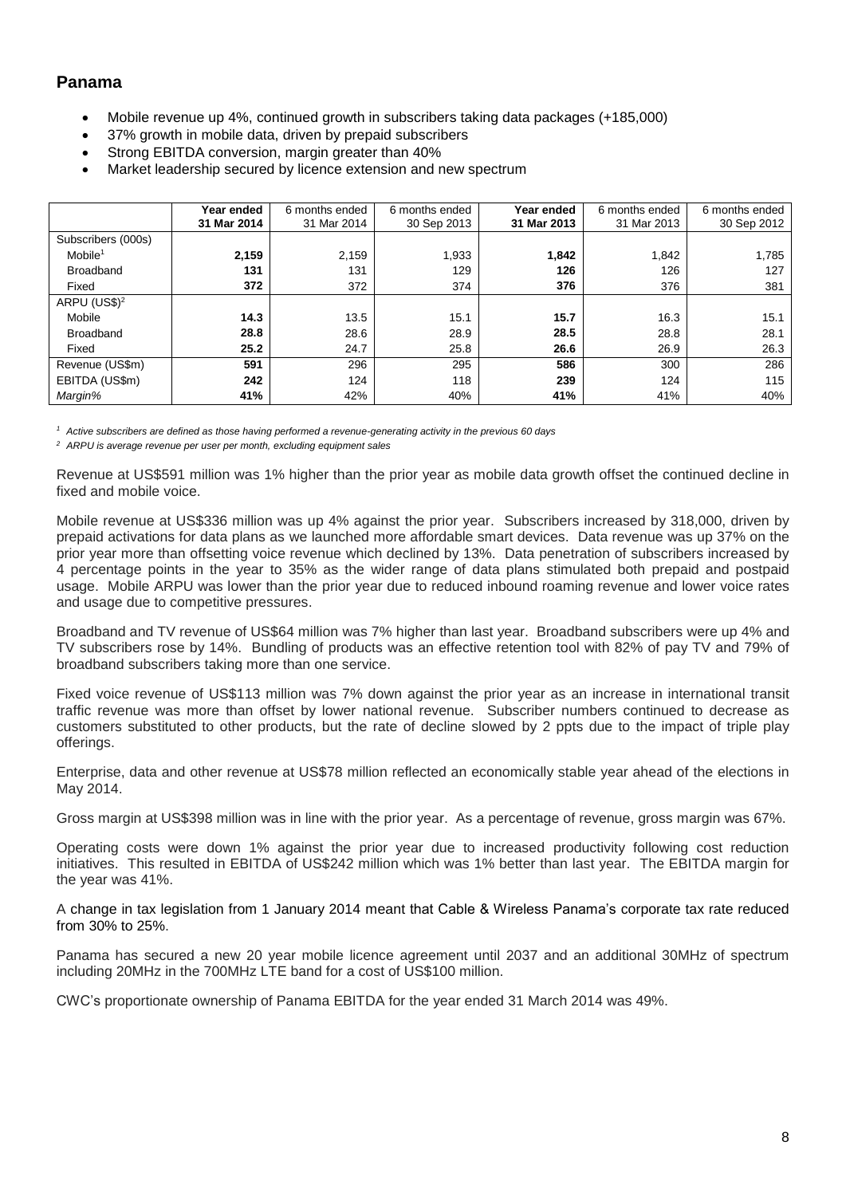## Panama

- Mobile revenue up 4%, continued growth in subscribers taking data packages (+185,000)
- 37% growth in mobile data, driven by prepaid subscribers
- Strong EBITDA conversion, margin greater than 40%
- Market leadership secured by licence extension and new spectrum

| | **Year ended 31 Mar 2014** | 6 months ended 31 Mar 2014 | 6 months ended 30 Sep 2013 | **Year ended 31 Mar 2013** | 6 months ended 31 Mar 2013 | 6 months ended 30 Sep 2012 |
|---|---|---|---|---|---|---|
| Subscribers (000s) | | | | | | |
| Mobile[1] | **2,159** | 2,159 | 1,933 | **1,842** | 1,842 | 1,785 |
| Broadband | **131** | 131 | 129 | **126** | 126 | 127 |
| Fixed | **372** | 372 | 374 | **376** | 376 | 381 |
| ARPU (US$)[2] | | | | | | |
| Mobile | **14.3** | 13.5 | 15.1 | **15.7** | 16.3 | 15.1 |
| Broadband | **28.8** | 28.6 | 28.9 | **28.5** | 28.8 | 28.1 |
| Fixed | **25.2** | 24.7 | 25.8 | **26.6** | 26.9 | 26.3 |
| Revenue (US$m) | **591** | 296 | 295 | **586** | 300 | 286 |
| EBITDA (US$m) | **242** | 124 | 118 | **239** | 124 | 115 |
| *Margin%* | **41%** | 42% | 40% | **41%** | 41% | 40% |

*[1] Active subscribers are defined as those having performed a revenue-generating activity in the previous 60 days*

*[2] ARPU is average revenue per user per month, excluding equipment sales*

Revenue at US$591 million was 1% higher than the prior year as mobile data growth offset the continued decline in fixed and mobile voice.

Mobile revenue at US$336 million was up 4% against the prior year. Subscribers increased by 318,000, driven by prepaid activations for data plans as we launched more affordable smart devices. Data revenue was up 37% on the prior year more than offsetting voice revenue which declined by 13%. Data penetration of subscribers increased by 4 percentage points in the year to 35% as the wider range of data plans stimulated both prepaid and postpaid usage. Mobile ARPU was lower than the prior year due to reduced inbound roaming revenue and lower voice rates and usage due to competitive pressures.

Broadband and TV revenue of US$64 million was 7% higher than last year. Broadband subscribers were up 4% and TV subscribers rose by 14%. Bundling of products was an effective retention tool with 82% of pay TV and 79% of broadband subscribers taking more than one service.

Fixed voice revenue of US$113 million was 7% down against the prior year as an increase in international transit traffic revenue was more than offset by lower national revenue. Subscriber numbers continued to decrease as customers substituted to other products, but the rate of decline slowed by 2 ppts due to the impact of triple play offerings.

Enterprise, data and other revenue at US$78 million reflected an economically stable year ahead of the elections in May 2014.

Gross margin at US$398 million was in line with the prior year. As a percentage of revenue, gross margin was 67%.

Operating costs were down 1% against the prior year due to increased productivity following cost reduction initiatives. This resulted in EBITDA of US$242 million which was 1% better than last year. The EBITDA margin for the year was 41%.

A change in tax legislation from 1 January 2014 meant that Cable & Wireless Panama's corporate tax rate reduced from 30% to 25%.

Panama has secured a new 20 year mobile licence agreement until 2037 and an additional 30MHz of spectrum including 20MHz in the 700MHz LTE band for a cost of US$100 million.

CWC's proportionate ownership of Panama EBITDA for the year ended 31 March 2014 was 49%.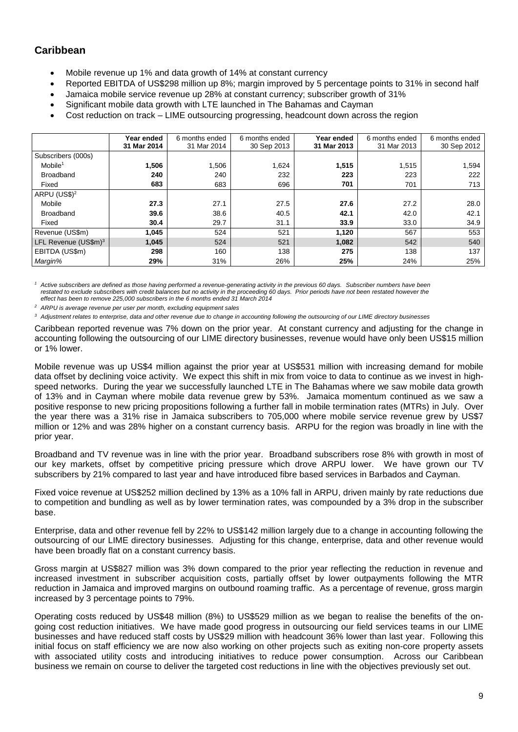## Caribbean

- Mobile revenue up 1% and data growth of 14% at constant currency
- Reported EBITDA of US$298 million up 8%; margin improved by 5 percentage points to 31% in second half
- Jamaica mobile service revenue up 28% at constant currency; subscriber growth of 31%
- Significant mobile data growth with LTE launched in The Bahamas and Cayman
- Cost reduction on track – LIME outsourcing progressing, headcount down across the region

| | **Year ended 31 Mar 2014** | 6 months ended 31 Mar 2014 | 6 months ended 30 Sep 2013 | **Year ended 31 Mar 2013** | 6 months ended 31 Mar 2013 | 6 months ended 30 Sep 2012 |
|---|---|---|---|---|---|---|
| Subscribers (000s) | | | | | | |
| Mobile[1] | **1,506** | 1,506 | 1,624 | **1,515** | 1,515 | 1,594 |
| Broadband | **240** | 240 | 232 | **223** | 223 | 222 |
| Fixed | **683** | 683 | 696 | **701** | 701 | 713 |
| ARPU (US$)[2] | | | | | | |
| Mobile | **27.3** | 27.1 | 27.5 | **27.6** | 27.2 | 28.0 |
| Broadband | **39.6** | 38.6 | 40.5 | **42.1** | 42.0 | 42.1 |
| Fixed | **30.4** | 29.7 | 31.1 | **33.9** | 33.0 | 34.9 |
| Revenue (US$m) | **1,045** | 524 | 521 | **1,120** | 567 | 553 |
| LFL Revenue (US$m)[3] | **1,045** | 524 | 521 | **1,082** | 542 | 540 |
| EBITDA (US$m) | **298** | 160 | 138 | **275** | 138 | 137 |
| *Margin%* | **29%** | 31% | 26% | **25%** | 24% | 25% |

*[1] Active subscribers are defined as those having performed a revenue-generating activity in the previous 60 days. Subscriber numbers have been restated to exclude subscribers with credit balances but no activity in the proceeding 60 days. Prior periods have not been restated however the effect has been to remove 225,000 subscribers in the 6 months ended 31 March 2014*

*[2] ARPU is average revenue per user per month, excluding equipment sales*

*[3] Adjustment relates to enterprise, data and other revenue due to change in accounting following the outsourcing of our LIME directory businesses*

Caribbean reported revenue was 7% down on the prior year. At constant currency and adjusting for the change in accounting following the outsourcing of our LIME directory businesses, revenue would have only been US$15 million or 1% lower.

Mobile revenue was up US$4 million against the prior year at US$531 million with increasing demand for mobile data offset by declining voice activity. We expect this shift in mix from voice to data to continue as we invest in high-speed networks. During the year we successfully launched LTE in The Bahamas where we saw mobile data growth of 13% and in Cayman where mobile data revenue grew by 53%. Jamaica momentum continued as we saw a positive response to new pricing propositions following a further fall in mobile termination rates (MTRs) in July. Over the year there was a 31% rise in Jamaica subscribers to 705,000 where mobile service revenue grew by US$7 million or 12% and was 28% higher on a constant currency basis. ARPU for the region was broadly in line with the prior year.

Broadband and TV revenue was in line with the prior year. Broadband subscribers rose 8% with growth in most of our key markets, offset by competitive pricing pressure which drove ARPU lower. We have grown our TV subscribers by 21% compared to last year and have introduced fibre based services in Barbados and Cayman.

Fixed voice revenue at US$252 million declined by 13% as a 10% fall in ARPU, driven mainly by rate reductions due to competition and bundling as well as by lower termination rates, was compounded by a 3% drop in the subscriber base.

Enterprise, data and other revenue fell by 22% to US$142 million largely due to a change in accounting following the outsourcing of our LIME directory businesses. Adjusting for this change, enterprise, data and other revenue would have been broadly flat on a constant currency basis.

Gross margin at US$827 million was 3% down compared to the prior year reflecting the reduction in revenue and increased investment in subscriber acquisition costs, partially offset by lower outpayments following the MTR reduction in Jamaica and improved margins on outbound roaming traffic. As a percentage of revenue, gross margin increased by 3 percentage points to 79%.

Operating costs reduced by US$48 million (8%) to US$529 million as we began to realise the benefits of the on-going cost reduction initiatives. We have made good progress in outsourcing our field services teams in our LIME businesses and have reduced staff costs by US$29 million with headcount 36% lower than last year. Following this initial focus on staff efficiency we are now also working on other projects such as exiting non-core property assets with associated utility costs and introducing initiatives to reduce power consumption. Across our Caribbean business we remain on course to deliver the targeted cost reductions in line with the objectives previously set out.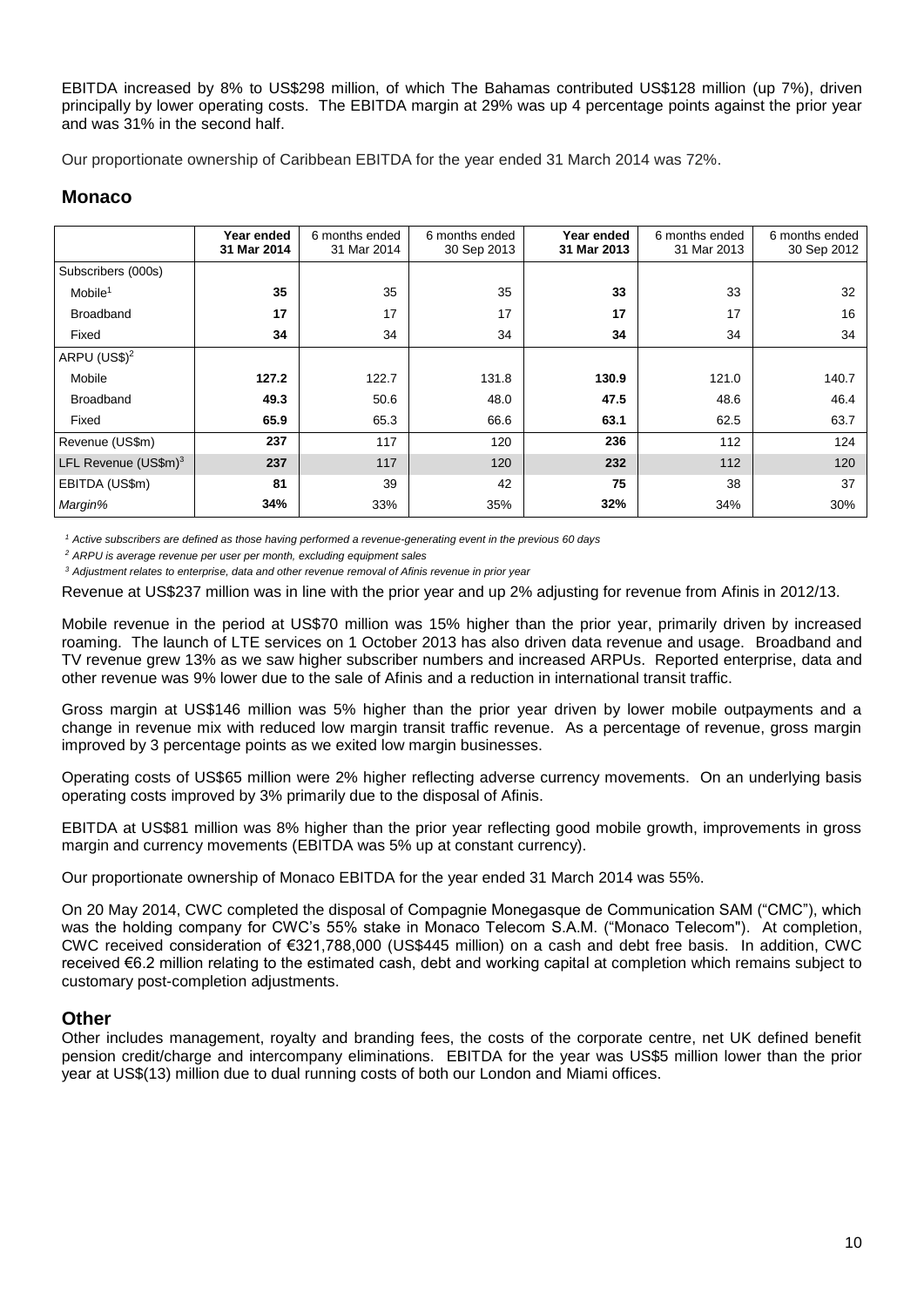EBITDA increased by 8% to US$298 million, of which The Bahamas contributed US$128 million (up 7%), driven principally by lower operating costs. The EBITDA margin at 29% was up 4 percentage points against the prior year and was 31% in the second half.

Our proportionate ownership of Caribbean EBITDA for the year ended 31 March 2014 was 72%.

## Monaco

| | **Year ended 31 Mar 2014** | 6 months ended 31 Mar 2014 | 6 months ended 30 Sep 2013 | **Year ended 31 Mar 2013** | 6 months ended 31 Mar 2013 | 6 months ended 30 Sep 2012 |
|---|---|---|---|---|---|---|
| Subscribers (000s) | | | | | | |
| Mobile[1] | **35** | 35 | 35 | **33** | 33 | 32 |
| Broadband | **17** | 17 | 17 | **17** | 17 | 16 |
| Fixed | **34** | 34 | 34 | **34** | 34 | 34 |
| ARPU (US$)[2] | | | | | | |
| Mobile | **127.2** | 122.7 | 131.8 | **130.9** | 121.0 | 140.7 |
| Broadband | **49.3** | 50.6 | 48.0 | **47.5** | 48.6 | 46.4 |
| Fixed | **65.9** | 65.3 | 66.6 | **63.1** | 62.5 | 63.7 |
| Revenue (US$m) | **237** | 117 | 120 | **236** | 112 | 124 |
| LFL Revenue (US$m)[3] | **237** | 117 | 120 | **232** | 112 | 120 |
| EBITDA (US$m) | **81** | 39 | 42 | **75** | 38 | 37 |
| *Margin%* | **34%** | 33% | 35% | **32%** | 34% | 30% |

*[1] Active subscribers are defined as those having performed a revenue-generating event in the previous 60 days*

*[2] ARPU is average revenue per user per month, excluding equipment sales*

*[3] Adjustment relates to enterprise, data and other revenue removal of Afinis revenue in prior year*

Revenue at US$237 million was in line with the prior year and up 2% adjusting for revenue from Afinis in 2012/13.

Mobile revenue in the period at US$70 million was 15% higher than the prior year, primarily driven by increased roaming. The launch of LTE services on 1 October 2013 has also driven data revenue and usage. Broadband and TV revenue grew 13% as we saw higher subscriber numbers and increased ARPUs. Reported enterprise, data and other revenue was 9% lower due to the sale of Afinis and a reduction in international transit traffic.

Gross margin at US$146 million was 5% higher than the prior year driven by lower mobile outpayments and a change in revenue mix with reduced low margin transit traffic revenue. As a percentage of revenue, gross margin improved by 3 percentage points as we exited low margin businesses.

Operating costs of US$65 million were 2% higher reflecting adverse currency movements. On an underlying basis operating costs improved by 3% primarily due to the disposal of Afinis.

EBITDA at US$81 million was 8% higher than the prior year reflecting good mobile growth, improvements in gross margin and currency movements (EBITDA was 5% up at constant currency).

Our proportionate ownership of Monaco EBITDA for the year ended 31 March 2014 was 55%.

On 20 May 2014, CWC completed the disposal of Compagnie Monegasque de Communication SAM ("CMC"), which was the holding company for CWC's 55% stake in Monaco Telecom S.A.M. ("Monaco Telecom"). At completion, CWC received consideration of €321,788,000 (US$445 million) on a cash and debt free basis. In addition, CWC received €6.2 million relating to the estimated cash, debt and working capital at completion which remains subject to customary post-completion adjustments.

## Other

Other includes management, royalty and branding fees, the costs of the corporate centre, net UK defined benefit pension credit/charge and intercompany eliminations. EBITDA for the year was US$5 million lower than the prior year at US$(13) million due to dual running costs of both our London and Miami offices.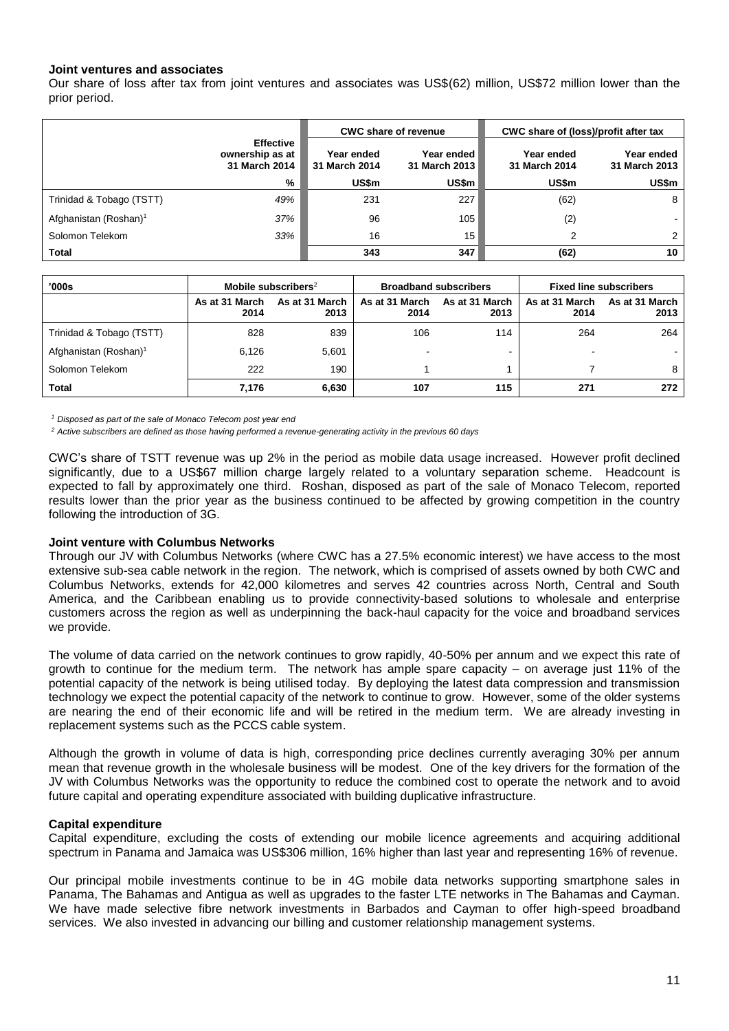**Joint ventures and associates**

Our share of loss after tax from joint ventures and associates was US$(62) million, US$72 million lower than the prior period.

| | Effective ownership as at 31 March 2014 | CWC share of revenue | | CWC share of (loss)/profit after tax | |
|---|---|---|---|---|---|
| | | Year ended 31 March 2014 | Year ended 31 March 2013 | Year ended 31 March 2014 | Year ended 31 March 2013 |
| | % | US$m | US$m | US$m | US$m |
| Trinidad & Tobago (TSTT) | *49%* | 231 | 227 | (62) | 8 |
| Afghanistan (Roshan)[1] | *37%* | 96 | 105 | (2) | - |
| Solomon Telekom | *33%* | 16 | 15 | 2 | 2 |
| **Total** | | **343** | **347** | **(62)** | **10** |

| '000s | Mobile subscribers[2] | | Broadband subscribers | | Fixed line subscribers | |
|---|---|---|---|---|---|---|
| | As at 31 March 2014 | As at 31 March 2013 | As at 31 March 2014 | As at 31 March 2013 | As at 31 March 2014 | As at 31 March 2013 |
| Trinidad & Tobago (TSTT) | 828 | 839 | 106 | 114 | 264 | 264 |
| Afghanistan (Roshan)[1] | 6,126 | 5,601 | - | - | - | - |
| Solomon Telekom | 222 | 190 | 1 | 1 | 7 | 8 |
| **Total** | **7,176** | **6,630** | **107** | **115** | **271** | **272** |

*[1] Disposed as part of the sale of Monaco Telecom post year end*

*[2] Active subscribers are defined as those having performed a revenue-generating activity in the previous 60 days*

CWC's share of TSTT revenue was up 2% in the period as mobile data usage increased. However profit declined significantly, due to a US$67 million charge largely related to a voluntary separation scheme. Headcount is expected to fall by approximately one third. Roshan, disposed as part of the sale of Monaco Telecom, reported results lower than the prior year as the business continued to be affected by growing competition in the country following the introduction of 3G.

**Joint venture with Columbus Networks**

Through our JV with Columbus Networks (where CWC has a 27.5% economic interest) we have access to the most extensive sub-sea cable network in the region. The network, which is comprised of assets owned by both CWC and Columbus Networks, extends for 42,000 kilometres and serves 42 countries across North, Central and South America, and the Caribbean enabling us to provide connectivity-based solutions to wholesale and enterprise customers across the region as well as underpinning the back-haul capacity for the voice and broadband services we provide.

The volume of data carried on the network continues to grow rapidly, 40-50% per annum and we expect this rate of growth to continue for the medium term. The network has ample spare capacity – on average just 11% of the potential capacity of the network is being utilised today. By deploying the latest data compression and transmission technology we expect the potential capacity of the network to continue to grow. However, some of the older systems are nearing the end of their economic life and will be retired in the medium term. We are already investing in replacement systems such as the PCCS cable system.

Although the growth in volume of data is high, corresponding price declines currently averaging 30% per annum mean that revenue growth in the wholesale business will be modest. One of the key drivers for the formation of the JV with Columbus Networks was the opportunity to reduce the combined cost to operate the network and to avoid future capital and operating expenditure associated with building duplicative infrastructure.

**Capital expenditure**

Capital expenditure, excluding the costs of extending our mobile licence agreements and acquiring additional spectrum in Panama and Jamaica was US$306 million, 16% higher than last year and representing 16% of revenue.

Our principal mobile investments continue to be in 4G mobile data networks supporting smartphone sales in Panama, The Bahamas and Antigua as well as upgrades to the faster LTE networks in The Bahamas and Cayman. We have made selective fibre network investments in Barbados and Cayman to offer high-speed broadband services. We also invested in advancing our billing and customer relationship management systems.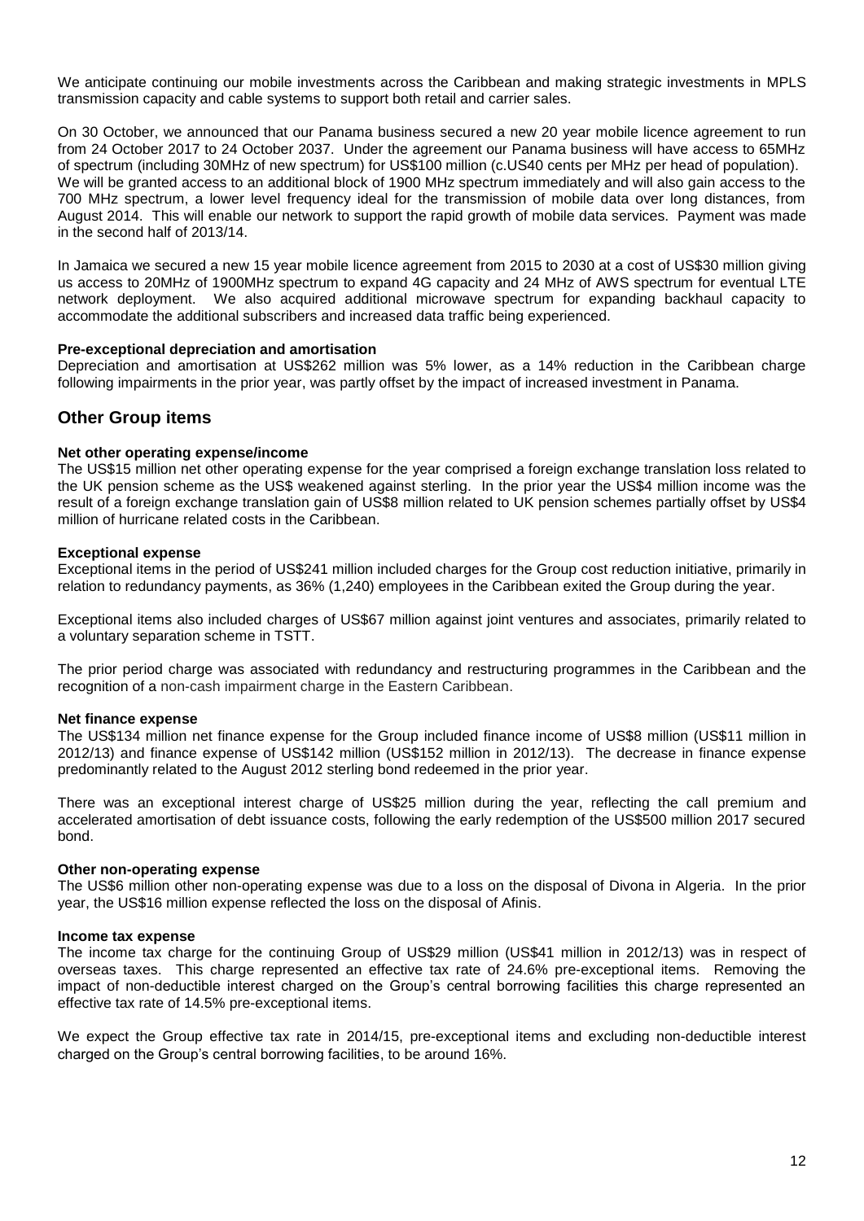We anticipate continuing our mobile investments across the Caribbean and making strategic investments in MPLS transmission capacity and cable systems to support both retail and carrier sales.

On 30 October, we announced that our Panama business secured a new 20 year mobile licence agreement to run from 24 October 2017 to 24 October 2037. Under the agreement our Panama business will have access to 65MHz of spectrum (including 30MHz of new spectrum) for US$100 million (c.US40 cents per MHz per head of population). We will be granted access to an additional block of 1900 MHz spectrum immediately and will also gain access to the 700 MHz spectrum, a lower level frequency ideal for the transmission of mobile data over long distances, from August 2014. This will enable our network to support the rapid growth of mobile data services. Payment was made in the second half of 2013/14.

In Jamaica we secured a new 15 year mobile licence agreement from 2015 to 2030 at a cost of US$30 million giving us access to 20MHz of 1900MHz spectrum to expand 4G capacity and 24 MHz of AWS spectrum for eventual LTE network deployment. We also acquired additional microwave spectrum for expanding backhaul capacity to accommodate the additional subscribers and increased data traffic being experienced.

**Pre-exceptional depreciation and amortisation**

Depreciation and amortisation at US$262 million was 5% lower, as a 14% reduction in the Caribbean charge following impairments in the prior year, was partly offset by the impact of increased investment in Panama.

## Other Group items

**Net other operating expense/income**

The US$15 million net other operating expense for the year comprised a foreign exchange translation loss related to the UK pension scheme as the US$ weakened against sterling. In the prior year the US$4 million income was the result of a foreign exchange translation gain of US$8 million related to UK pension schemes partially offset by US$4 million of hurricane related costs in the Caribbean.

**Exceptional expense**

Exceptional items in the period of US$241 million included charges for the Group cost reduction initiative, primarily in relation to redundancy payments, as 36% (1,240) employees in the Caribbean exited the Group during the year.

Exceptional items also included charges of US$67 million against joint ventures and associates, primarily related to a voluntary separation scheme in TSTT.

The prior period charge was associated with redundancy and restructuring programmes in the Caribbean and the recognition of a non-cash impairment charge in the Eastern Caribbean.

**Net finance expense**

The US$134 million net finance expense for the Group included finance income of US$8 million (US$11 million in 2012/13) and finance expense of US$142 million (US$152 million in 2012/13). The decrease in finance expense predominantly related to the August 2012 sterling bond redeemed in the prior year.

There was an exceptional interest charge of US$25 million during the year, reflecting the call premium and accelerated amortisation of debt issuance costs, following the early redemption of the US$500 million 2017 secured bond.

**Other non-operating expense**

The US$6 million other non-operating expense was due to a loss on the disposal of Divona in Algeria. In the prior year, the US$16 million expense reflected the loss on the disposal of Afinis.

**Income tax expense**

The income tax charge for the continuing Group of US$29 million (US$41 million in 2012/13) was in respect of overseas taxes. This charge represented an effective tax rate of 24.6% pre-exceptional items. Removing the impact of non-deductible interest charged on the Group's central borrowing facilities this charge represented an effective tax rate of 14.5% pre-exceptional items.

We expect the Group effective tax rate in 2014/15, pre-exceptional items and excluding non-deductible interest charged on the Group's central borrowing facilities, to be around 16%.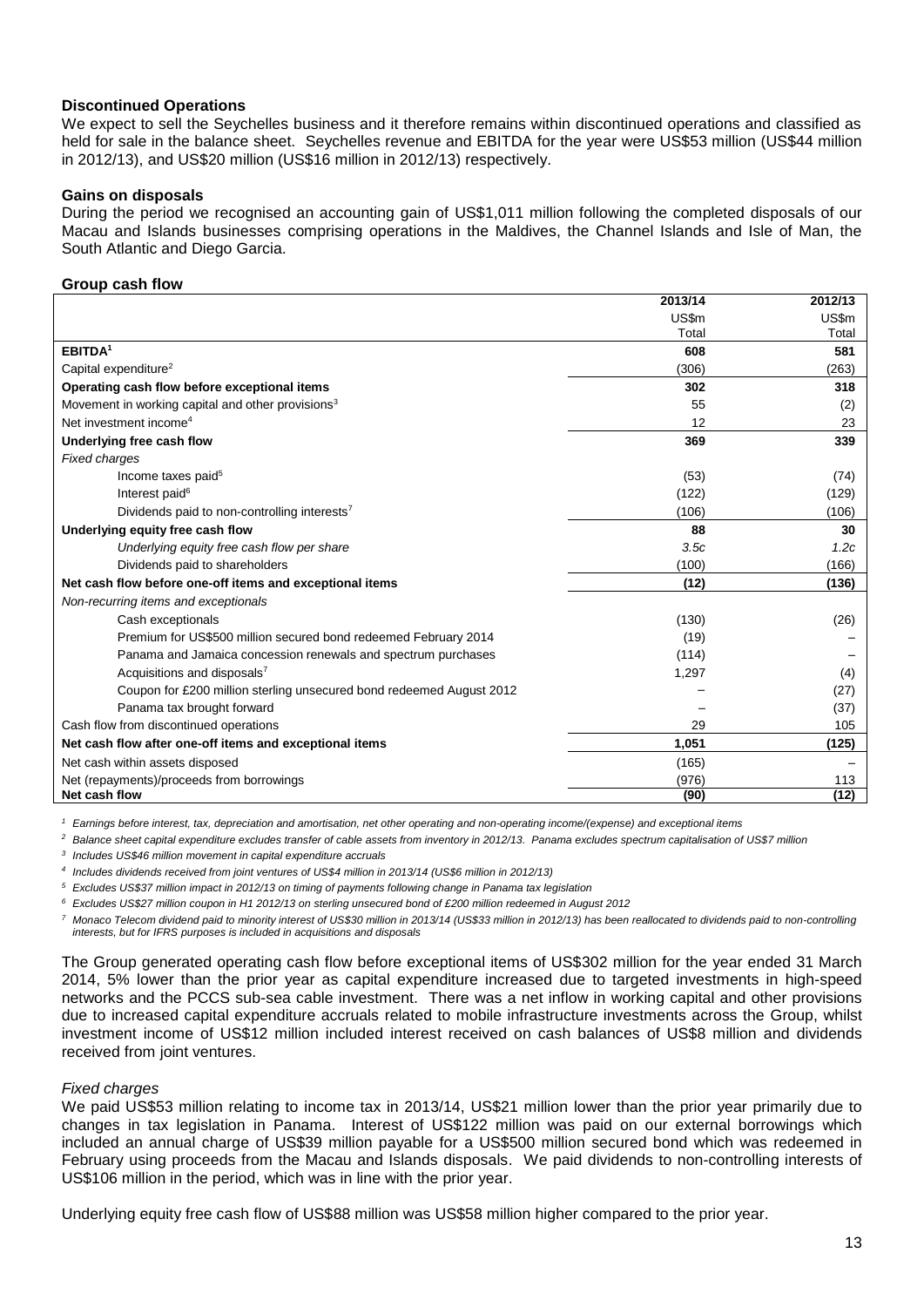**Discontinued Operations**

We expect to sell the Seychelles business and it therefore remains within discontinued operations and classified as held for sale in the balance sheet. Seychelles revenue and EBITDA for the year were US$53 million (US$44 million in 2012/13), and US$20 million (US$16 million in 2012/13) respectively.

**Gains on disposals**

During the period we recognised an accounting gain of US$1,011 million following the completed disposals of our Macau and Islands businesses comprising operations in the Maldives, the Channel Islands and Isle of Man, the South Atlantic and Diego Garcia.

**Group cash flow**

| | 2013/14 | 2012/13 |
|---|---|---|
| | US$m Total | US$m Total |
| **EBITDA**[1] | **608** | **581** |
| Capital expenditure[2] | (306) | (263) |
| **Operating cash flow before exceptional items** | **302** | **318** |
| Movement in working capital and other provisions[3] | 55 | (2) |
| Net investment income[4] | 12 | 23 |
| **Underlying free cash flow** | **369** | **339** |
| *Fixed charges* | | |
| Income taxes paid[5] | (53) | (74) |
| Interest paid[6] | (122) | (129) |
| Dividends paid to non-controlling interests[7] | (106) | (106) |
| **Underlying equity free cash flow** | **88** | **30** |
| *Underlying equity free cash flow per share* | *3.5c* | *1.2c* |
| Dividends paid to shareholders | (100) | (166) |
| **Net cash flow before one-off items and exceptional items** | **(12)** | **(136)** |
| *Non-recurring items and exceptionals* | | |
| Cash exceptionals | (130) | (26) |
| Premium for US$500 million secured bond redeemed February 2014 | (19) | – |
| Panama and Jamaica concession renewals and spectrum purchases | (114) | – |
| Acquisitions and disposals[7] | 1,297 | (4) |
| Coupon for £200 million sterling unsecured bond redeemed August 2012 | – | (27) |
| Panama tax brought forward | – | (37) |
| Cash flow from discontinued operations | 29 | 105 |
| **Net cash flow after one-off items and exceptional items** | **1,051** | **(125)** |
| Net cash within assets disposed | (165) | – |
| Net (repayments)/proceeds from borrowings | (976) | 113 |
| **Net cash flow** | **(90)** | **(12)** |

*[1] Earnings before interest, tax, depreciation and amortisation, net other operating and non-operating income/(expense) and exceptional items*

*[2] Balance sheet capital expenditure excludes transfer of cable assets from inventory in 2012/13. Panama excludes spectrum capitalisation of US$7 million*

*[3] Includes US$46 million movement in capital expenditure accruals*

*[4] Includes dividends received from joint ventures of US$4 million in 2013/14 (US$6 million in 2012/13)*

*[5] Excludes US$37 million impact in 2012/13 on timing of payments following change in Panama tax legislation*

*[6] Excludes US$27 million coupon in H1 2012/13 on sterling unsecured bond of £200 million redeemed in August 2012*

*[7] Monaco Telecom dividend paid to minority interest of US$30 million in 2013/14 (US$33 million in 2012/13) has been reallocated to dividends paid to non-controlling interests, but for IFRS purposes is included in acquisitions and disposals*

The Group generated operating cash flow before exceptional items of US$302 million for the year ended 31 March 2014, 5% lower than the prior year as capital expenditure increased due to targeted investments in high-speed networks and the PCCS sub-sea cable investment. There was a net inflow in working capital and other provisions due to increased capital expenditure accruals related to mobile infrastructure investments across the Group, whilst investment income of US$12 million included interest received on cash balances of US$8 million and dividends received from joint ventures.

*Fixed charges*

We paid US$53 million relating to income tax in 2013/14, US$21 million lower than the prior year primarily due to changes in tax legislation in Panama. Interest of US$122 million was paid on our external borrowings which included an annual charge of US$39 million payable for a US$500 million secured bond which was redeemed in February using proceeds from the Macau and Islands disposals. We paid dividends to non-controlling interests of US$106 million in the period, which was in line with the prior year.

Underlying equity free cash flow of US$88 million was US$58 million higher compared to the prior year.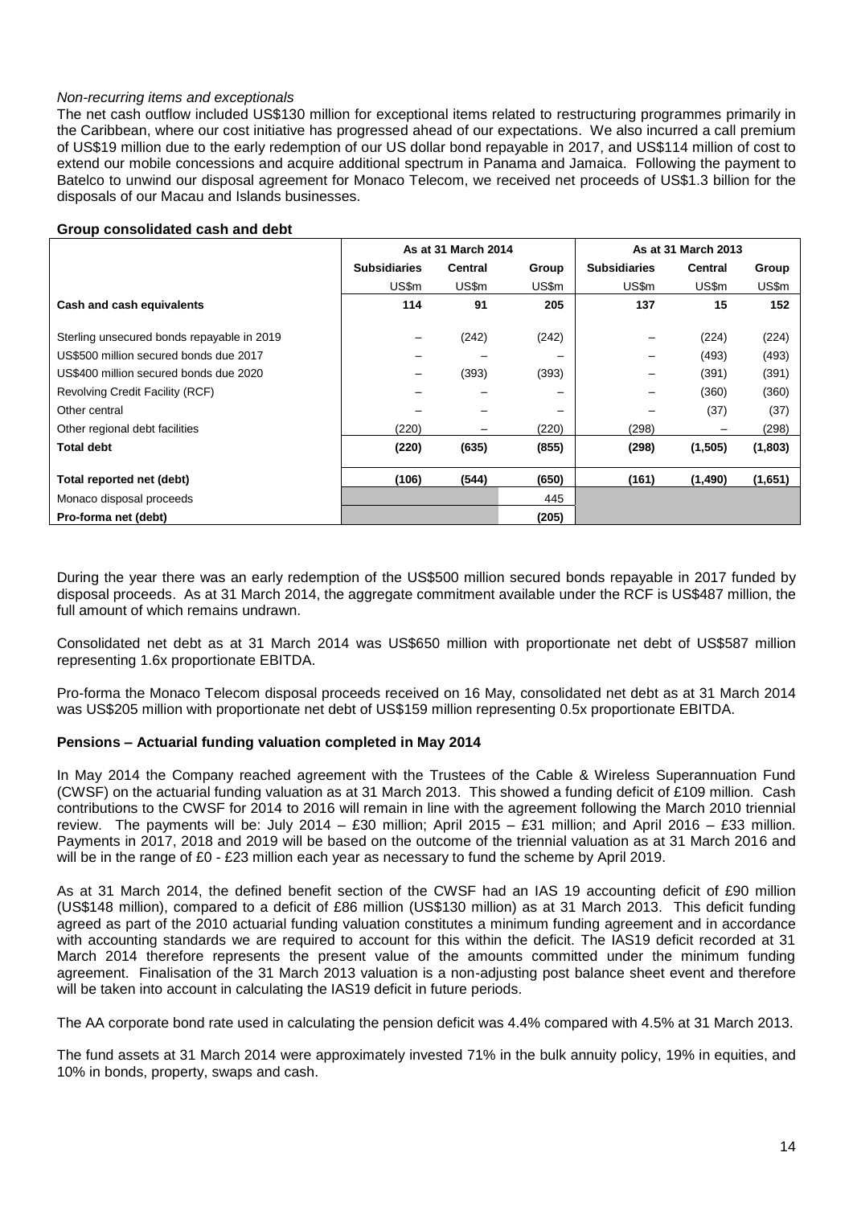*Non-recurring items and exceptionals*

The net cash outflow included US$130 million for exceptional items related to restructuring programmes primarily in the Caribbean, where our cost initiative has progressed ahead of our expectations. We also incurred a call premium of US$19 million due to the early redemption of our US dollar bond repayable in 2017, and US$114 million of cost to extend our mobile concessions and acquire additional spectrum in Panama and Jamaica. Following the payment to Batelco to unwind our disposal agreement for Monaco Telecom, we received net proceeds of US$1.3 billion for the disposals of our Macau and Islands businesses.

**Group consolidated cash and debt**

| | As at 31 March 2014 | | | As at 31 March 2013 | | |
|---|---|---|---|---|---|---|
| | **Subsidiaries** | **Central** | **Group** | **Subsidiaries** | **Central** | **Group** |
| | US$m | US$m | US$m | US$m | US$m | US$m |
| **Cash and cash equivalents** | **114** | **91** | **205** | **137** | **15** | **152** |
| Sterling unsecured bonds repayable in 2019 | – | (242) | (242) | – | (224) | (224) |
| US$500 million secured bonds due 2017 | – | – | – | – | (493) | (493) |
| US$400 million secured bonds due 2020 | – | (393) | (393) | – | (391) | (391) |
| Revolving Credit Facility (RCF) | – | – | – | – | (360) | (360) |
| Other central | – | – | – | – | (37) | (37) |
| Other regional debt facilities | (220) | – | (220) | (298) | – | (298) |
| **Total debt** | **(220)** | **(635)** | **(855)** | **(298)** | **(1,505)** | **(1,803)** |
| **Total reported net (debt)** | **(106)** | **(544)** | **(650)** | **(161)** | **(1,490)** | **(1,651)** |
| Monaco disposal proceeds | | | 445 | | | |
| **Pro-forma net (debt)** | | | **(205)** | | | |

During the year there was an early redemption of the US$500 million secured bonds repayable in 2017 funded by disposal proceeds. As at 31 March 2014, the aggregate commitment available under the RCF is US$487 million, the full amount of which remains undrawn.

Consolidated net debt as at 31 March 2014 was US$650 million with proportionate net debt of US$587 million representing 1.6x proportionate EBITDA.

Pro-forma the Monaco Telecom disposal proceeds received on 16 May, consolidated net debt as at 31 March 2014 was US$205 million with proportionate net debt of US$159 million representing 0.5x proportionate EBITDA.

**Pensions – Actuarial funding valuation completed in May 2014**

In May 2014 the Company reached agreement with the Trustees of the Cable & Wireless Superannuation Fund (CWSF) on the actuarial funding valuation as at 31 March 2013. This showed a funding deficit of £109 million. Cash contributions to the CWSF for 2014 to 2016 will remain in line with the agreement following the March 2010 triennial review. The payments will be: July 2014 – £30 million; April 2015 – £31 million; and April 2016 – £33 million. Payments in 2017, 2018 and 2019 will be based on the outcome of the triennial valuation as at 31 March 2016 and will be in the range of £0 - £23 million each year as necessary to fund the scheme by April 2019.

As at 31 March 2014, the defined benefit section of the CWSF had an IAS 19 accounting deficit of £90 million (US$148 million), compared to a deficit of £86 million (US$130 million) as at 31 March 2013. This deficit funding agreed as part of the 2010 actuarial funding valuation constitutes a minimum funding agreement and in accordance with accounting standards we are required to account for this within the deficit. The IAS19 deficit recorded at 31 March 2014 therefore represents the present value of the amounts committed under the minimum funding agreement. Finalisation of the 31 March 2013 valuation is a non-adjusting post balance sheet event and therefore will be taken into account in calculating the IAS19 deficit in future periods.

The AA corporate bond rate used in calculating the pension deficit was 4.4% compared with 4.5% at 31 March 2013.

The fund assets at 31 March 2014 were approximately invested 71% in the bulk annuity policy, 19% in equities, and 10% in bonds, property, swaps and cash.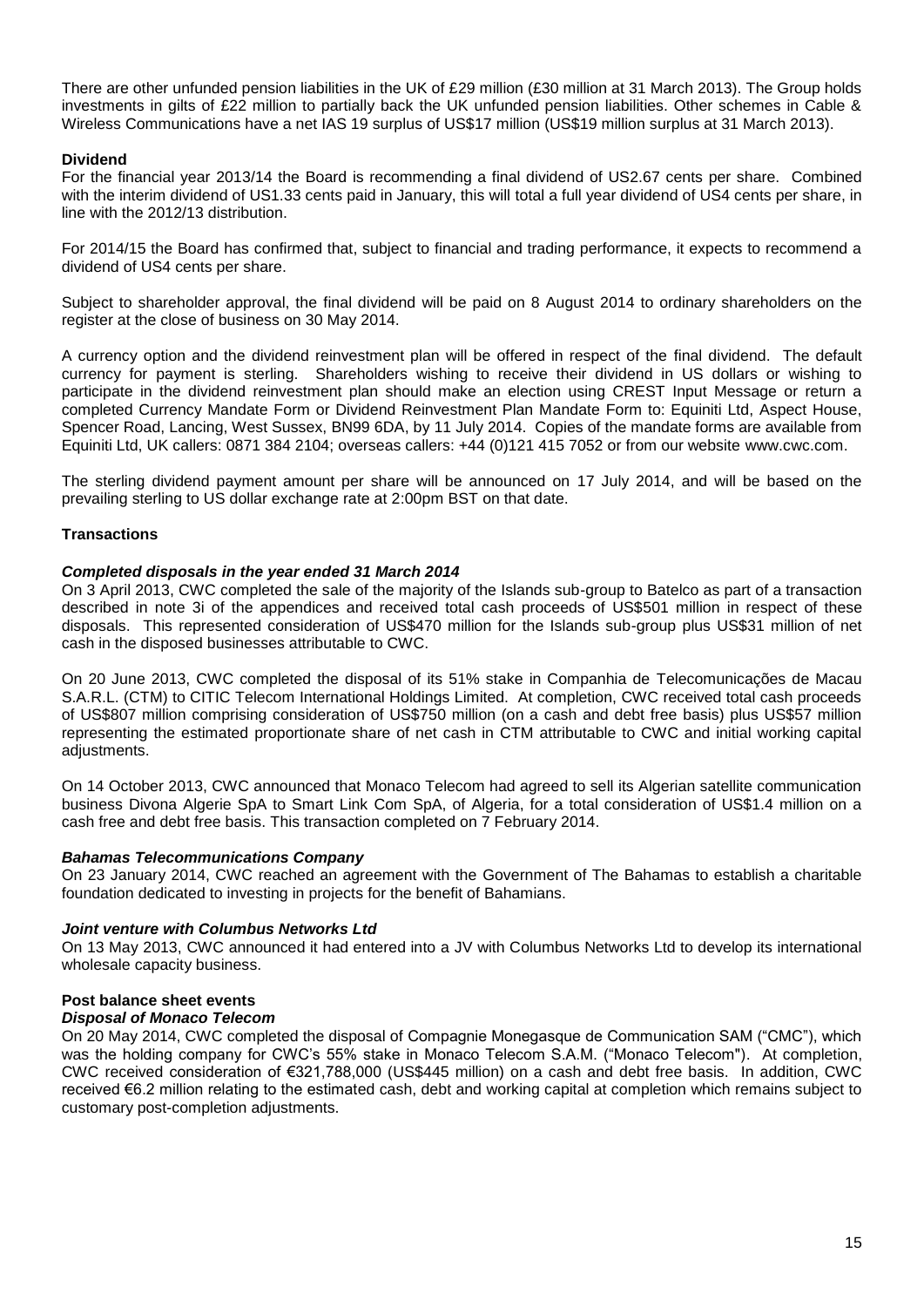There are other unfunded pension liabilities in the UK of £29 million (£30 million at 31 March 2013). The Group holds investments in gilts of £22 million to partially back the UK unfunded pension liabilities. Other schemes in Cable & Wireless Communications have a net IAS 19 surplus of US$17 million (US$19 million surplus at 31 March 2013).

**Dividend**

For the financial year 2013/14 the Board is recommending a final dividend of US2.67 cents per share. Combined with the interim dividend of US1.33 cents paid in January, this will total a full year dividend of US4 cents per share, in line with the 2012/13 distribution.

For 2014/15 the Board has confirmed that, subject to financial and trading performance, it expects to recommend a dividend of US4 cents per share.

Subject to shareholder approval, the final dividend will be paid on 8 August 2014 to ordinary shareholders on the register at the close of business on 30 May 2014.

A currency option and the dividend reinvestment plan will be offered in respect of the final dividend. The default currency for payment is sterling. Shareholders wishing to receive their dividend in US dollars or wishing to participate in the dividend reinvestment plan should make an election using CREST Input Message or return a completed Currency Mandate Form or Dividend Reinvestment Plan Mandate Form to: Equiniti Ltd, Aspect House, Spencer Road, Lancing, West Sussex, BN99 6DA, by 11 July 2014. Copies of the mandate forms are available from Equiniti Ltd, UK callers: 0871 384 2104; overseas callers: +44 (0)121 415 7052 or from our website www.cwc.com.

The sterling dividend payment amount per share will be announced on 17 July 2014, and will be based on the prevailing sterling to US dollar exchange rate at 2:00pm BST on that date.

**Transactions**

***Completed disposals in the year ended 31 March 2014***

On 3 April 2013, CWC completed the sale of the majority of the Islands sub-group to Batelco as part of a transaction described in note 3i of the appendices and received total cash proceeds of US$501 million in respect of these disposals. This represented consideration of US$470 million for the Islands sub-group plus US$31 million of net cash in the disposed businesses attributable to CWC.

On 20 June 2013, CWC completed the disposal of its 51% stake in Companhia de Telecomunicações de Macau S.A.R.L. (CTM) to CITIC Telecom International Holdings Limited. At completion, CWC received total cash proceeds of US$807 million comprising consideration of US$750 million (on a cash and debt free basis) plus US$57 million representing the estimated proportionate share of net cash in CTM attributable to CWC and initial working capital adjustments.

On 14 October 2013, CWC announced that Monaco Telecom had agreed to sell its Algerian satellite communication business Divona Algerie SpA to Smart Link Com SpA, of Algeria, for a total consideration of US$1.4 million on a cash free and debt free basis. This transaction completed on 7 February 2014.

***Bahamas Telecommunications Company***

On 23 January 2014, CWC reached an agreement with the Government of The Bahamas to establish a charitable foundation dedicated to investing in projects for the benefit of Bahamians.

***Joint venture with Columbus Networks Ltd***

On 13 May 2013, CWC announced it had entered into a JV with Columbus Networks Ltd to develop its international wholesale capacity business.

**Post balance sheet events**

***Disposal of Monaco Telecom***

On 20 May 2014, CWC completed the disposal of Compagnie Monegasque de Communication SAM ("CMC"), which was the holding company for CWC's 55% stake in Monaco Telecom S.A.M. ("Monaco Telecom"). At completion, CWC received consideration of €321,788,000 (US$445 million) on a cash and debt free basis. In addition, CWC received €6.2 million relating to the estimated cash, debt and working capital at completion which remains subject to customary post-completion adjustments.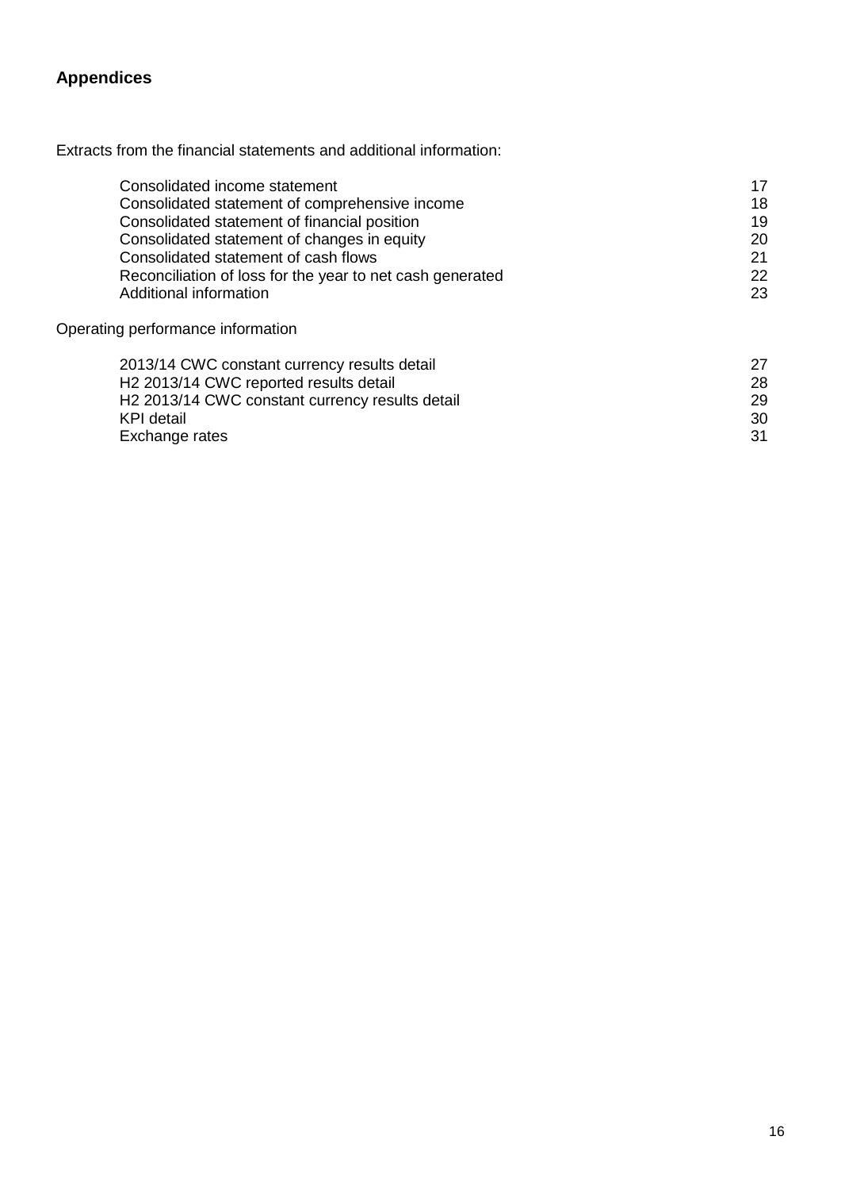## Appendices

Extracts from the financial statements and additional information:

| | |
|---|---|
| Consolidated income statement | 17 |
| Consolidated statement of comprehensive income | 18 |
| Consolidated statement of financial position | 19 |
| Consolidated statement of changes in equity | 20 |
| Consolidated statement of cash flows | 21 |
| Reconciliation of loss for the year to net cash generated | 22 |
| Additional information | 23 |

Operating performance information

| | |
|---|---|
| 2013/14 CWC constant currency results detail | 27 |
| H2 2013/14 CWC reported results detail | 28 |
| H2 2013/14 CWC constant currency results detail | 29 |
| KPI detail | 30 |
| Exchange rates | 31 |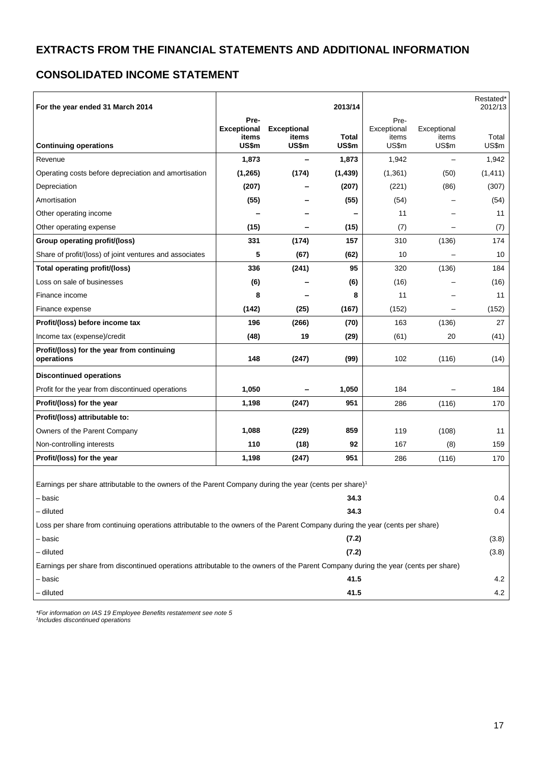# EXTRACTS FROM THE FINANCIAL STATEMENTS AND ADDITIONAL INFORMATION

## CONSOLIDATED INCOME STATEMENT

| For the year ended 31 March 2014 | | | 2013/14 | | | Restated* 2012/13 |
|---|---|---|---|---|---|---|
| **Continuing operations** | **Pre-Exceptional items US$m** | **Exceptional items US$m** | **Total US$m** | Pre-Exceptional items US$m | Exceptional items US$m | Total US$m |
| Revenue | **1,873** | **–** | **1,873** | 1,942 | – | 1,942 |
| Operating costs before depreciation and amortisation | **(1,265)** | **(174)** | **(1,439)** | (1,361) | (50) | (1,411) |
| Depreciation | **(207)** | **–** | **(207)** | (221) | (86) | (307) |
| Amortisation | **(55)** | **–** | **(55)** | (54) | – | (54) |
| Other operating income | **–** | **–** | **–** | 11 | – | 11 |
| Other operating expense | **(15)** | **–** | **(15)** | (7) | – | (7) |
| **Group operating profit/(loss)** | **331** | **(174)** | **157** | 310 | (136) | 174 |
| Share of profit/(loss) of joint ventures and associates | **5** | **(67)** | **(62)** | 10 | – | 10 |
| **Total operating profit/(loss)** | **336** | **(241)** | **95** | 320 | (136) | 184 |
| Loss on sale of businesses | **(6)** | **–** | **(6)** | (16) | – | (16) |
| Finance income | **8** | **–** | **8** | 11 | – | 11 |
| Finance expense | **(142)** | **(25)** | **(167)** | (152) | – | (152) |
| **Profit/(loss) before income tax** | **196** | **(266)** | **(70)** | 163 | (136) | 27 |
| Income tax (expense)/credit | **(48)** | **19** | **(29)** | (61) | 20 | (41) |
| **Profit/(loss) for the year from continuing operations** | **148** | **(247)** | **(99)** | 102 | (116) | (14) |
| **Discontinued operations** | | | | | | |
| Profit for the year from discontinued operations | **1,050** | **–** | **1,050** | 184 | – | 184 |
| **Profit/(loss) for the year** | **1,198** | **(247)** | **951** | 286 | (116) | 170 |
| **Profit/(loss) attributable to:** | | | | | | |
| Owners of the Parent Company | **1,088** | **(229)** | **859** | 119 | (108) | 11 |
| Non-controlling interests | **110** | **(18)** | **92** | 167 | (8) | 159 |
| **Profit/(loss) for the year** | **1,198** | **(247)** | **951** | 286 | (116) | 170 |
| Earnings per share attributable to the owners of the Parent Company during the year (cents per share)[1] | | | | | | |
| – basic | | | **34.3** | | | 0.4 |
| – diluted | | | **34.3** | | | 0.4 |
| Loss per share from continuing operations attributable to the owners of the Parent Company during the year (cents per share) | | | | | | |
| – basic | | | **(7.2)** | | | (3.8) |
| – diluted | | | **(7.2)** | | | (3.8) |
| Earnings per share from discontinued operations attributable to the owners of the Parent Company during the year (cents per share) | | | | | | |
| – basic | | | **41.5** | | | 4.2 |
| – diluted | | | **41.5** | | | 4.2 |

*\*For information on IAS 19 Employee Benefits restatement see note 5*
*[1]Includes discontinued operations*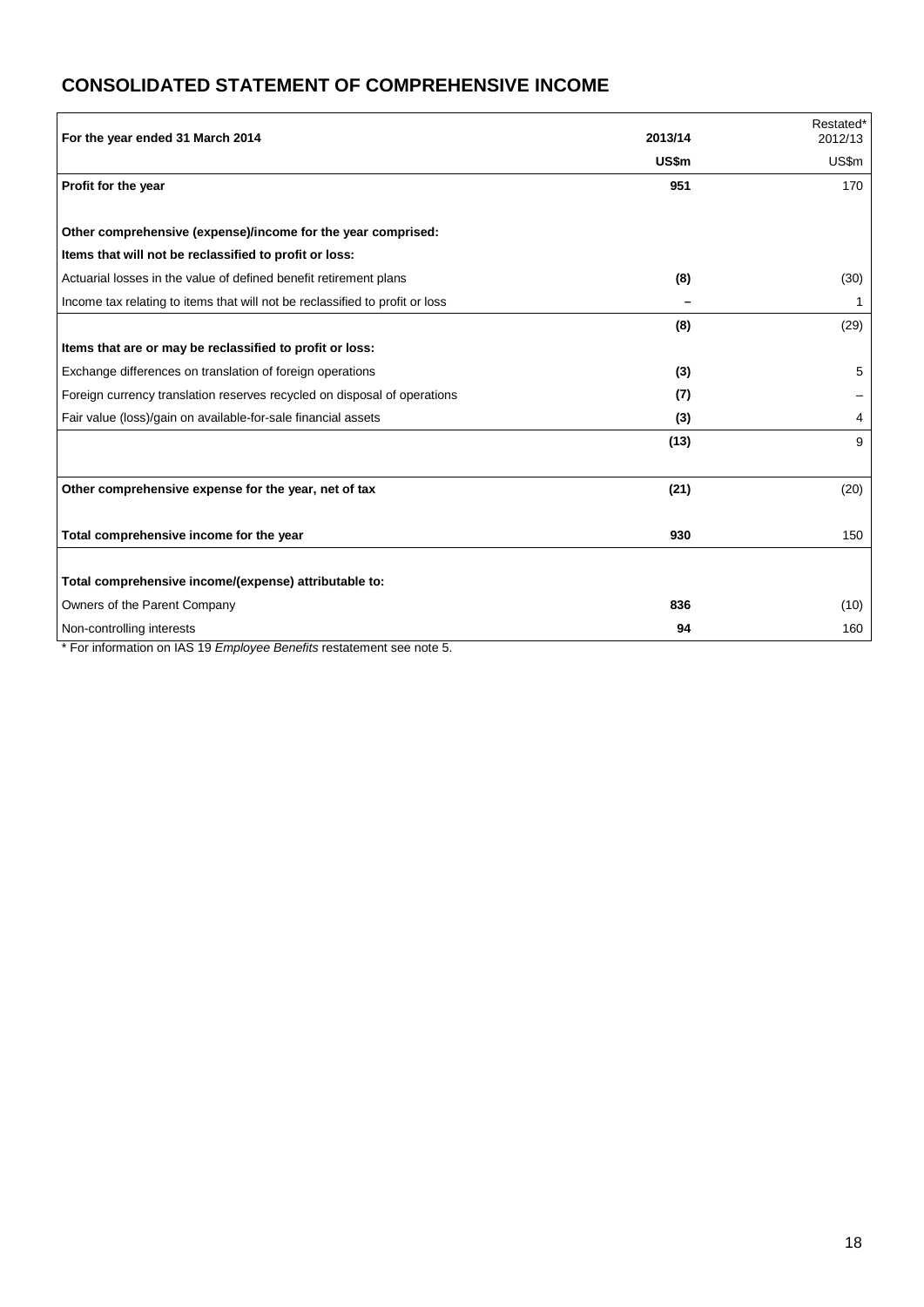# CONSOLIDATED STATEMENT OF COMPREHENSIVE INCOME

| For the year ended 31 March 2014 | 2013/14 | Restated* 2012/13 |
|---|---|---|
| | **US$m** | US$m |
| **Profit for the year** | **951** | 170 |
| | | |
| **Other comprehensive (expense)/income for the year comprised:** | | |
| **Items that will not be reclassified to profit or loss:** | | |
| Actuarial losses in the value of defined benefit retirement plans | **(8)** | (30) |
| Income tax relating to items that will not be reclassified to profit or loss | **–** | 1 |
| | **(8)** | (29) |
| **Items that are or may be reclassified to profit or loss:** | | |
| Exchange differences on translation of foreign operations | **(3)** | 5 |
| Foreign currency translation reserves recycled on disposal of operations | **(7)** | – |
| Fair value (loss)/gain on available-for-sale financial assets | **(3)** | 4 |
| | **(13)** | 9 |
| | | |
| **Other comprehensive expense for the year, net of tax** | **(21)** | (20) |
| | | |
| **Total comprehensive income for the year** | **930** | 150 |
| | | |
| **Total comprehensive income/(expense) attributable to:** | | |
| Owners of the Parent Company | **836** | (10) |
| Non-controlling interests | **94** | 160 |

* For information on IAS 19 *Employee Benefits* restatement see note 5.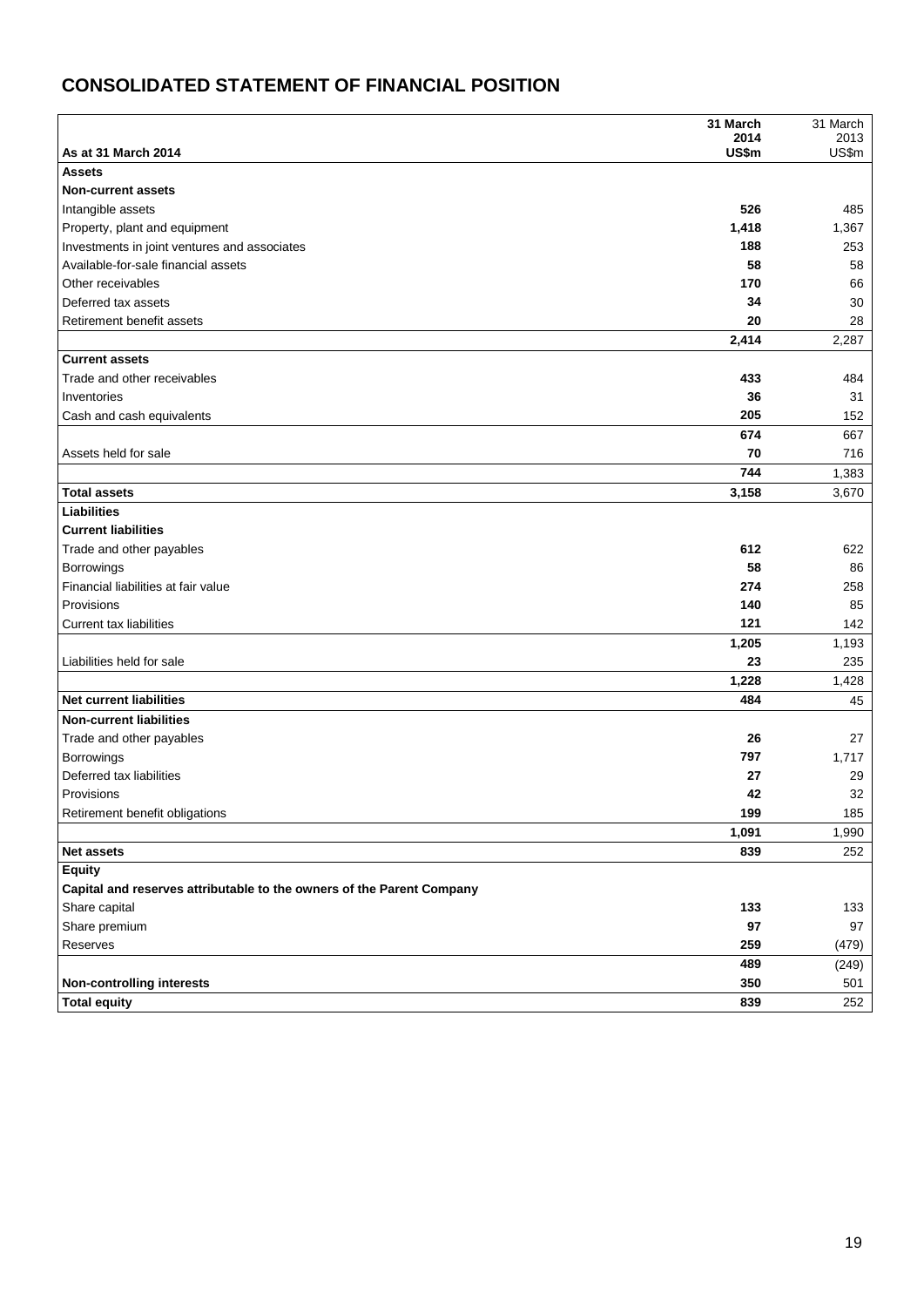# CONSOLIDATED STATEMENT OF FINANCIAL POSITION

| As at 31 March 2014 | **31 March 2014 US$m** | 31 March 2013 US$m |
|---|---|---|
| **Assets** | | |
| **Non-current assets** | | |
| Intangible assets | **526** | 485 |
| Property, plant and equipment | **1,418** | 1,367 |
| Investments in joint ventures and associates | **188** | 253 |
| Available-for-sale financial assets | **58** | 58 |
| Other receivables | **170** | 66 |
| Deferred tax assets | **34** | 30 |
| Retirement benefit assets | **20** | 28 |
| | **2,414** | 2,287 |
| **Current assets** | | |
| Trade and other receivables | **433** | 484 |
| Inventories | **36** | 31 |
| Cash and cash equivalents | **205** | 152 |
| | **674** | 667 |
| Assets held for sale | **70** | 716 |
| | **744** | 1,383 |
| **Total assets** | **3,158** | 3,670 |
| **Liabilities** | | |
| **Current liabilities** | | |
| Trade and other payables | **612** | 622 |
| Borrowings | **58** | 86 |
| Financial liabilities at fair value | **274** | 258 |
| Provisions | **140** | 85 |
| Current tax liabilities | **121** | 142 |
| | **1,205** | 1,193 |
| Liabilities held for sale | **23** | 235 |
| | **1,228** | 1,428 |
| **Net current liabilities** | **484** | 45 |
| **Non-current liabilities** | | |
| Trade and other payables | **26** | 27 |
| Borrowings | **797** | 1,717 |
| Deferred tax liabilities | **27** | 29 |
| Provisions | **42** | 32 |
| Retirement benefit obligations | **199** | 185 |
| | **1,091** | 1,990 |
| **Net assets** | **839** | 252 |
| **Equity** | | |
| **Capital and reserves attributable to the owners of the Parent Company** | | |
| Share capital | **133** | 133 |
| Share premium | **97** | 97 |
| Reserves | **259** | (479) |
| | **489** | (249) |
| **Non-controlling interests** | **350** | 501 |
| **Total equity** | **839** | 252 |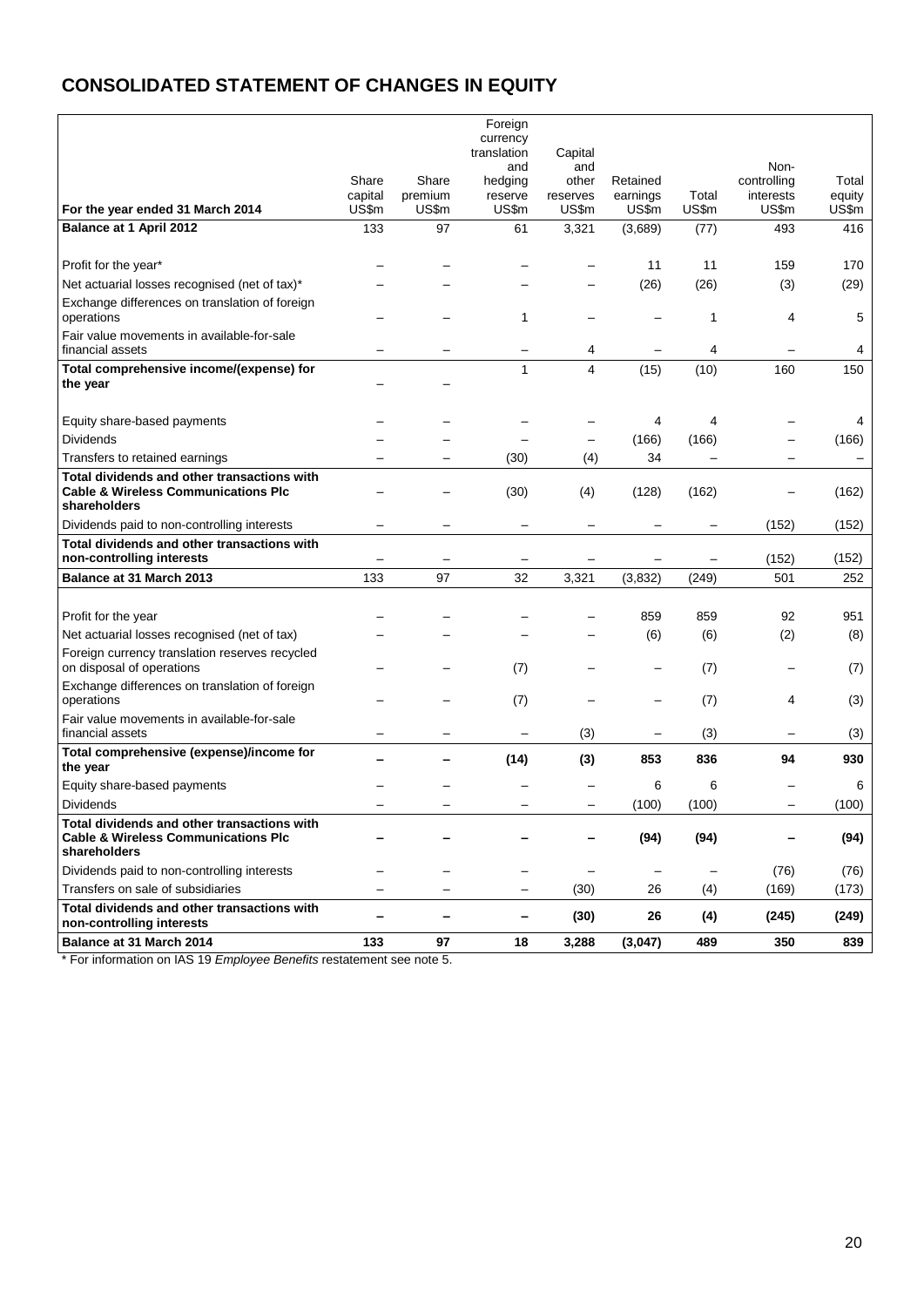# CONSOLIDATED STATEMENT OF CHANGES IN EQUITY

| For the year ended 31 March 2014 | Share capital US$m | Share premium US$m | Foreign currency translation and hedging reserve US$m | Capital and other reserves US$m | Retained earnings US$m | Total US$m | Non-controlling interests US$m | Total equity US$m |
|---|---|---|---|---|---|---|---|---|
| **Balance at 1 April 2012** | 133 | 97 | 61 | 3,321 | (3,689) | (77) | 493 | 416 |
| Profit for the year* | – | – | – | – | 11 | 11 | 159 | 170 |
| Net actuarial losses recognised (net of tax)* | – | – | – | – | (26) | (26) | (3) | (29) |
| Exchange differences on translation of foreign operations | – | – | 1 | – | – | 1 | 4 | 5 |
| Fair value movements in available-for-sale financial assets | – | – | – | 4 | – | 4 | – | 4 |
| **Total comprehensive income/(expense) for the year** | – | – | 1 | 4 | (15) | (10) | 160 | 150 |
| Equity share-based payments | – | – | – | – | 4 | 4 | – | 4 |
| Dividends | – | – | – | – | (166) | (166) | – | (166) |
| Transfers to retained earnings | – | – | (30) | (4) | 34 | – | – | – |
| **Total dividends and other transactions with Cable & Wireless Communications Plc shareholders** | – | – | (30) | (4) | (128) | (162) | – | (162) |
| Dividends paid to non-controlling interests | – | – | – | – | – | – | (152) | (152) |
| **Total dividends and other transactions with non-controlling interests** | – | – | – | – | – | – | (152) | (152) |
| **Balance at 31 March 2013** | 133 | 97 | 32 | 3,321 | (3,832) | (249) | 501 | 252 |
| Profit for the year | – | – | – | – | 859 | 859 | 92 | 951 |
| Net actuarial losses recognised (net of tax) | – | – | – | – | (6) | (6) | (2) | (8) |
| Foreign currency translation reserves recycled on disposal of operations | – | – | (7) | – | – | (7) | – | (7) |
| Exchange differences on translation of foreign operations | – | – | (7) | – | – | (7) | 4 | (3) |
| Fair value movements in available-for-sale financial assets | – | – | – | (3) | – | (3) | – | (3) |
| **Total comprehensive (expense)/income for the year** | **–** | **–** | **(14)** | **(3)** | **853** | **836** | **94** | **930** |
| Equity share-based payments | – | – | – | – | 6 | 6 | – | 6 |
| Dividends | – | – | – | – | (100) | (100) | – | (100) |
| **Total dividends and other transactions with Cable & Wireless Communications Plc shareholders** | **–** | **–** | **–** | **–** | **(94)** | **(94)** | **–** | **(94)** |
| Dividends paid to non-controlling interests | – | – | – | – | – | – | (76) | (76) |
| Transfers on sale of subsidiaries | – | – | – | (30) | 26 | (4) | (169) | (173) |
| **Total dividends and other transactions with non-controlling interests** | **–** | **–** | **–** | **(30)** | **26** | **(4)** | **(245)** | **(249)** |
| **Balance at 31 March 2014** | **133** | **97** | **18** | **3,288** | **(3,047)** | **489** | **350** | **839** |

\* For information on IAS 19 *Employee Benefits* restatement see note 5.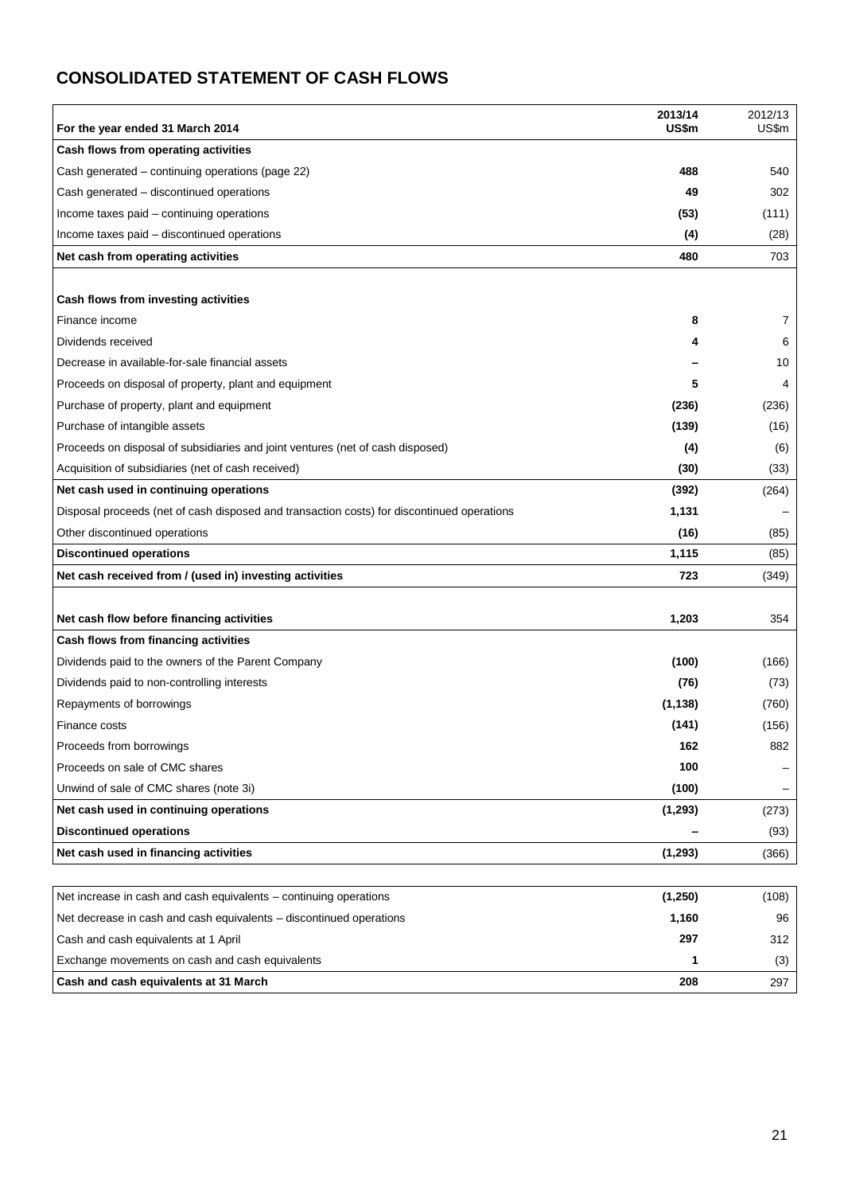# CONSOLIDATED STATEMENT OF CASH FLOWS

| For the year ended 31 March 2014 | 2013/14 US$m | 2012/13 US$m |
|---|---|---|
| **Cash flows from operating activities** | | |
| Cash generated – continuing operations (page 22) | **488** | 540 |
| Cash generated – discontinued operations | **49** | 302 |
| Income taxes paid – continuing operations | **(53)** | (111) |
| Income taxes paid – discontinued operations | **(4)** | (28) |
| **Net cash from operating activities** | **480** | 703 |
| | | |
| **Cash flows from investing activities** | | |
| Finance income | **8** | 7 |
| Dividends received | **4** | 6 |
| Decrease in available-for-sale financial assets | **–** | 10 |
| Proceeds on disposal of property, plant and equipment | **5** | 4 |
| Purchase of property, plant and equipment | **(236)** | (236) |
| Purchase of intangible assets | **(139)** | (16) |
| Proceeds on disposal of subsidiaries and joint ventures (net of cash disposed) | **(4)** | (6) |
| Acquisition of subsidiaries (net of cash received) | **(30)** | (33) |
| **Net cash used in continuing operations** | **(392)** | (264) |
| Disposal proceeds (net of cash disposed and transaction costs) for discontinued operations | **1,131** | – |
| Other discontinued operations | **(16)** | (85) |
| **Discontinued operations** | **1,115** | (85) |
| **Net cash received from / (used in) investing activities** | **723** | (349) |
| | | |
| **Net cash flow before financing activities** | **1,203** | 354 |
| **Cash flows from financing activities** | | |
| Dividends paid to the owners of the Parent Company | **(100)** | (166) |
| Dividends paid to non-controlling interests | **(76)** | (73) |
| Repayments of borrowings | **(1,138)** | (760) |
| Finance costs | **(141)** | (156) |
| Proceeds from borrowings | **162** | 882 |
| Proceeds on sale of CMC shares | **100** | – |
| Unwind of sale of CMC shares (note 3i) | **(100)** | – |
| **Net cash used in continuing operations** | **(1,293)** | (273) |
| **Discontinued operations** | **–** | (93) |
| **Net cash used in financing activities** | **(1,293)** | (366) |
| | | |
| Net increase in cash and cash equivalents – continuing operations | **(1,250)** | (108) |
| Net decrease in cash and cash equivalents – discontinued operations | **1,160** | 96 |
| Cash and cash equivalents at 1 April | **297** | 312 |
| Exchange movements on cash and cash equivalents | **1** | (3) |
| **Cash and cash equivalents at 31 March** | **208** | 297 |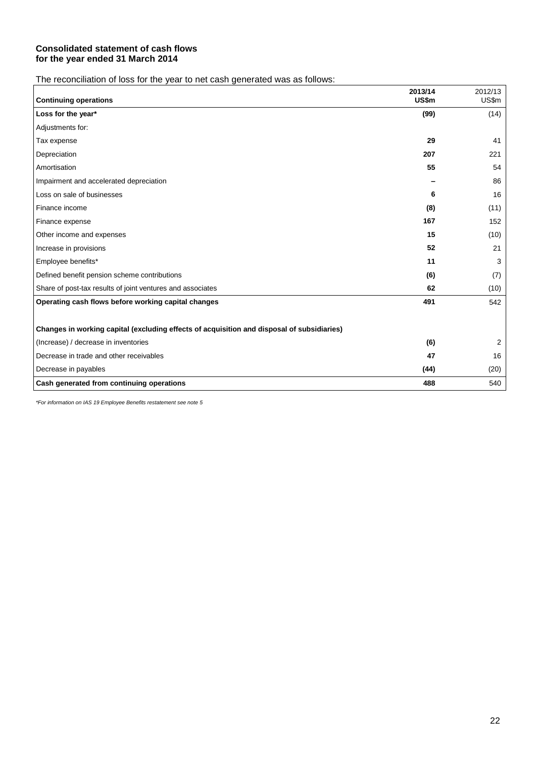**Consolidated statement of cash flows**
**for the year ended 31 March 2014**

The reconciliation of loss for the year to net cash generated was as follows:

| **Continuing operations** | **2013/14 US$m** | 2012/13 US$m |
|---|---|---|
| **Loss for the year*** | **(99)** | (14) |
| Adjustments for: | | |
| Tax expense | **29** | 41 |
| Depreciation | **207** | 221 |
| Amortisation | **55** | 54 |
| Impairment and accelerated depreciation | **–** | 86 |
| Loss on sale of businesses | **6** | 16 |
| Finance income | **(8)** | (11) |
| Finance expense | **167** | 152 |
| Other income and expenses | **15** | (10) |
| Increase in provisions | **52** | 21 |
| Employee benefits* | **11** | 3 |
| Defined benefit pension scheme contributions | **(6)** | (7) |
| Share of post-tax results of joint ventures and associates | **62** | (10) |
| **Operating cash flows before working capital changes** | **491** | 542 |
| | | |
| **Changes in working capital (excluding effects of acquisition and disposal of subsidiaries)** | | |
| (Increase) / decrease in inventories | **(6)** | 2 |
| Decrease in trade and other receivables | **47** | 16 |
| Decrease in payables | **(44)** | (20) |
| **Cash generated from continuing operations** | **488** | 540 |

*\*For information on IAS 19 Employee Benefits restatement see note 5*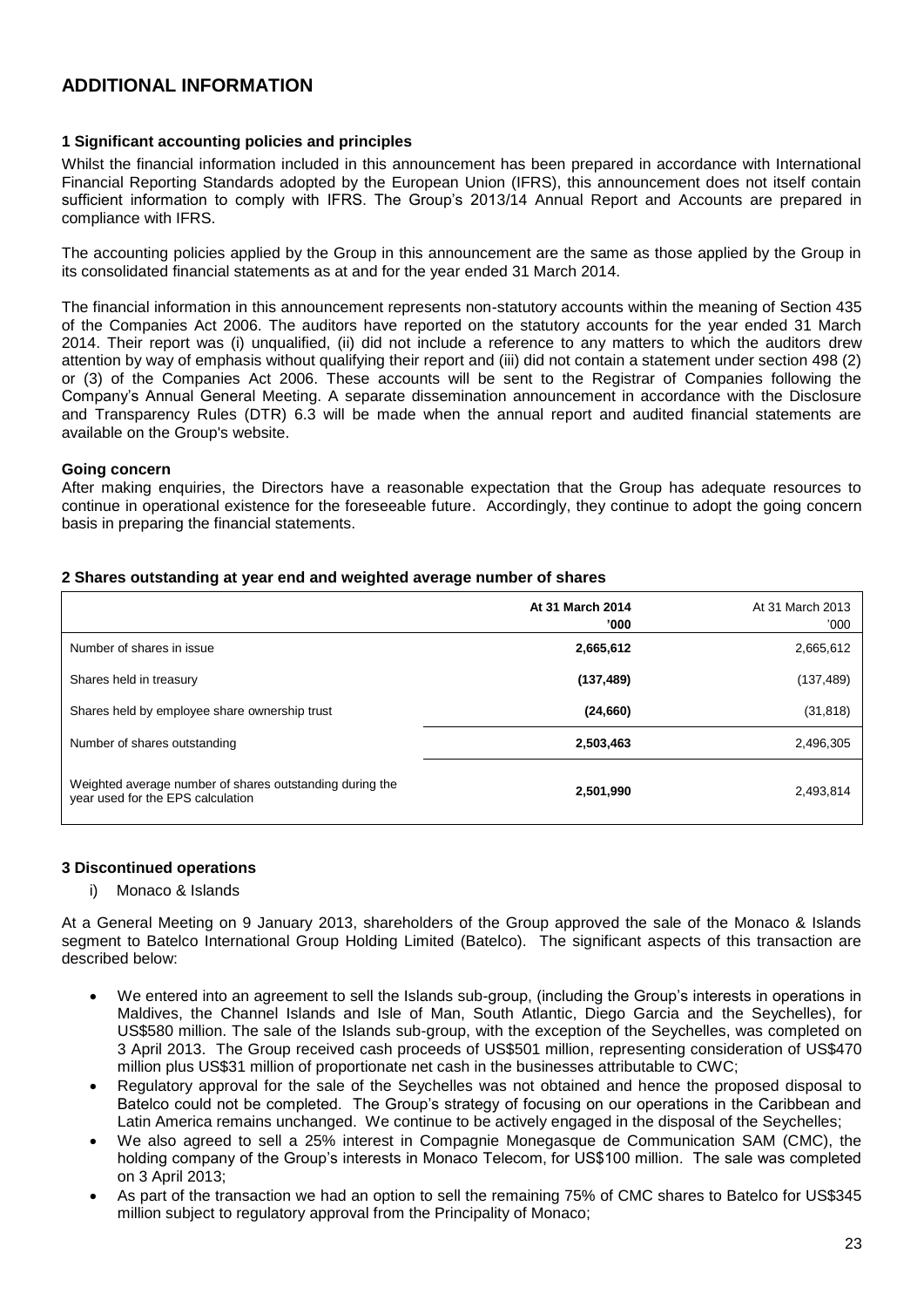# ADDITIONAL INFORMATION

### 1 Significant accounting policies and principles

Whilst the financial information included in this announcement has been prepared in accordance with International Financial Reporting Standards adopted by the European Union (IFRS), this announcement does not itself contain sufficient information to comply with IFRS. The Group's 2013/14 Annual Report and Accounts are prepared in compliance with IFRS.

The accounting policies applied by the Group in this announcement are the same as those applied by the Group in its consolidated financial statements as at and for the year ended 31 March 2014.

The financial information in this announcement represents non-statutory accounts within the meaning of Section 435 of the Companies Act 2006. The auditors have reported on the statutory accounts for the year ended 31 March 2014. Their report was (i) unqualified, (ii) did not include a reference to any matters to which the auditors drew attention by way of emphasis without qualifying their report and (iii) did not contain a statement under section 498 (2) or (3) of the Companies Act 2006. These accounts will be sent to the Registrar of Companies following the Company's Annual General Meeting. A separate dissemination announcement in accordance with the Disclosure and Transparency Rules (DTR) 6.3 will be made when the annual report and audited financial statements are available on the Group's website.

**Going concern**

After making enquiries, the Directors have a reasonable expectation that the Group has adequate resources to continue in operational existence for the foreseeable future. Accordingly, they continue to adopt the going concern basis in preparing the financial statements.

### 2 Shares outstanding at year end and weighted average number of shares

| | **At 31 March 2014 '000** | At 31 March 2013 '000 |
|---|---|---|
| Number of shares in issue | **2,665,612** | 2,665,612 |
| Shares held in treasury | **(137,489)** | (137,489) |
| Shares held by employee share ownership trust | **(24,660)** | (31,818) |
| Number of shares outstanding | **2,503,463** | 2,496,305 |
| Weighted average number of shares outstanding during the year used for the EPS calculation | **2,501,990** | 2,493,814 |

### 3 Discontinued operations

i) Monaco & Islands

At a General Meeting on 9 January 2013, shareholders of the Group approved the sale of the Monaco & Islands segment to Batelco International Group Holding Limited (Batelco). The significant aspects of this transaction are described below:

- We entered into an agreement to sell the Islands sub-group, (including the Group's interests in operations in Maldives, the Channel Islands and Isle of Man, South Atlantic, Diego Garcia and the Seychelles), for US$580 million. The sale of the Islands sub-group, with the exception of the Seychelles, was completed on 3 April 2013. The Group received cash proceeds of US$501 million, representing consideration of US$470 million plus US$31 million of proportionate net cash in the businesses attributable to CWC;
- Regulatory approval for the sale of the Seychelles was not obtained and hence the proposed disposal to Batelco could not be completed. The Group's strategy of focusing on our operations in the Caribbean and Latin America remains unchanged. We continue to be actively engaged in the disposal of the Seychelles;
- We also agreed to sell a 25% interest in Compagnie Monegasque de Communication SAM (CMC), the holding company of the Group's interests in Monaco Telecom, for US$100 million. The sale was completed on 3 April 2013;
- As part of the transaction we had an option to sell the remaining 75% of CMC shares to Batelco for US$345 million subject to regulatory approval from the Principality of Monaco;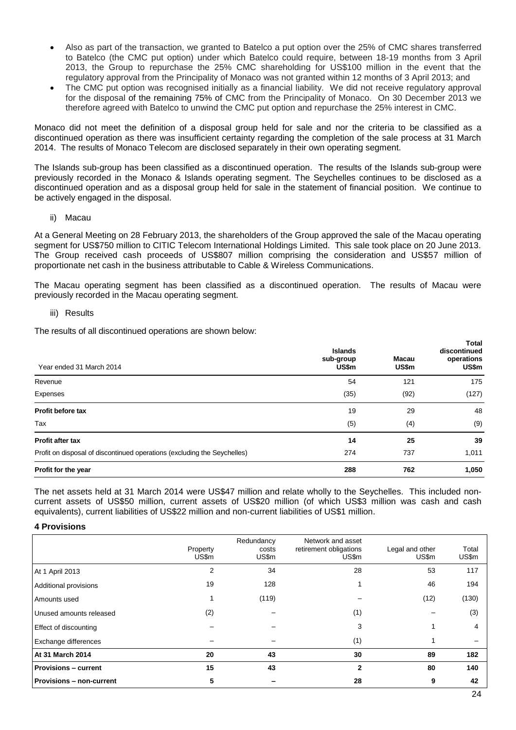- Also as part of the transaction, we granted to Batelco a put option over the 25% of CMC shares transferred to Batelco (the CMC put option) under which Batelco could require, between 18-19 months from 3 April 2013, the Group to repurchase the 25% CMC shareholding for US$100 million in the event that the regulatory approval from the Principality of Monaco was not granted within 12 months of 3 April 2013; and
- The CMC put option was recognised initially as a financial liability. We did not receive regulatory approval for the disposal of the remaining 75% of CMC from the Principality of Monaco. On 30 December 2013 we therefore agreed with Batelco to unwind the CMC put option and repurchase the 25% interest in CMC.

Monaco did not meet the definition of a disposal group held for sale and nor the criteria to be classified as a discontinued operation as there was insufficient certainty regarding the completion of the sale process at 31 March 2014. The results of Monaco Telecom are disclosed separately in their own operating segment.

The Islands sub-group has been classified as a discontinued operation. The results of the Islands sub-group were previously recorded in the Monaco & Islands operating segment. The Seychelles continues to be disclosed as a discontinued operation and as a disposal group held for sale in the statement of financial position. We continue to be actively engaged in the disposal.

ii) Macau

At a General Meeting on 28 February 2013, the shareholders of the Group approved the sale of the Macau operating segment for US$750 million to CITIC Telecom International Holdings Limited. This sale took place on 20 June 2013. The Group received cash proceeds of US$807 million comprising the consideration and US$57 million of proportionate net cash in the business attributable to Cable & Wireless Communications.

The Macau operating segment has been classified as a discontinued operation. The results of Macau were previously recorded in the Macau operating segment.

iii) Results

The results of all discontinued operations are shown below:

| Year ended 31 March 2014 | Islands sub-group US$m | Macau US$m | Total discontinued operations US$m |
|---|---|---|---|
| Revenue | 54 | 121 | 175 |
| Expenses | (35) | (92) | (127) |
| **Profit before tax** | 19 | 29 | 48 |
| Tax | (5) | (4) | (9) |
| **Profit after tax** | **14** | **25** | **39** |
| Profit on disposal of discontinued operations (excluding the Seychelles) | 274 | 737 | 1,011 |
| **Profit for the year** | **288** | **762** | **1,050** |

The net assets held at 31 March 2014 were US$47 million and relate wholly to the Seychelles. This included non-current assets of US$50 million, current assets of US$20 million (of which US$3 million was cash and cash equivalents), current liabilities of US$22 million and non-current liabilities of US$1 million.

## 4 Provisions

| | Property US$m | Redundancy costs US$m | Network and asset retirement obligations US$m | Legal and other US$m | Total US$m |
|---|---|---|---|---|---|
| At 1 April 2013 | 2 | 34 | 28 | 53 | 117 |
| Additional provisions | 19 | 128 | 1 | 46 | 194 |
| Amounts used | 1 | (119) | – | (12) | (130) |
| Unused amounts released | (2) | – | (1) | – | (3) |
| Effect of discounting | – | – | 3 | 1 | 4 |
| Exchange differences | – | – | (1) | 1 | – |
| **At 31 March 2014** | **20** | **43** | **30** | **89** | **182** |
| **Provisions – current** | **15** | **43** | **2** | **80** | **140** |
| **Provisions – non-current** | **5** | **–** | **28** | **9** | **42** |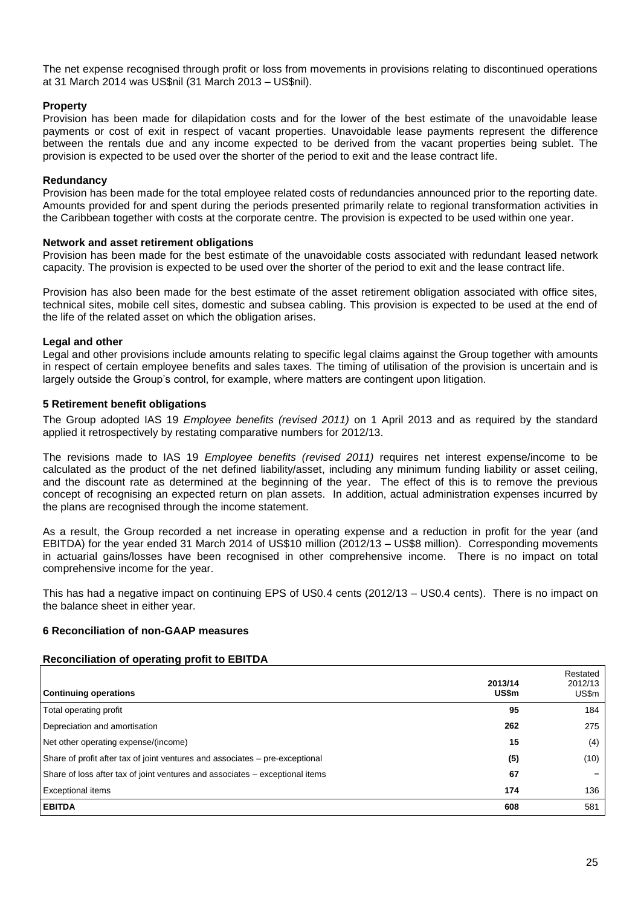The net expense recognised through profit or loss from movements in provisions relating to discontinued operations at 31 March 2014 was US$nil (31 March 2013 – US$nil).

**Property**

Provision has been made for dilapidation costs and for the lower of the best estimate of the unavoidable lease payments or cost of exit in respect of vacant properties. Unavoidable lease payments represent the difference between the rentals due and any income expected to be derived from the vacant properties being sublet. The provision is expected to be used over the shorter of the period to exit and the lease contract life.

**Redundancy**

Provision has been made for the total employee related costs of redundancies announced prior to the reporting date. Amounts provided for and spent during the periods presented primarily relate to regional transformation activities in the Caribbean together with costs at the corporate centre. The provision is expected to be used within one year.

**Network and asset retirement obligations**

Provision has been made for the best estimate of the unavoidable costs associated with redundant leased network capacity. The provision is expected to be used over the shorter of the period to exit and the lease contract life.

Provision has also been made for the best estimate of the asset retirement obligation associated with office sites, technical sites, mobile cell sites, domestic and subsea cabling. This provision is expected to be used at the end of the life of the related asset on which the obligation arises.

**Legal and other**

Legal and other provisions include amounts relating to specific legal claims against the Group together with amounts in respect of certain employee benefits and sales taxes. The timing of utilisation of the provision is uncertain and is largely outside the Group's control, for example, where matters are contingent upon litigation.

## 5 Retirement benefit obligations

The Group adopted IAS 19 *Employee benefits (revised 2011)* on 1 April 2013 and as required by the standard applied it retrospectively by restating comparative numbers for 2012/13.

The revisions made to IAS 19 *Employee benefits (revised 2011)* requires net interest expense/income to be calculated as the product of the net defined liability/asset, including any minimum funding liability or asset ceiling, and the discount rate as determined at the beginning of the year. The effect of this is to remove the previous concept of recognising an expected return on plan assets. In addition, actual administration expenses incurred by the plans are recognised through the income statement.

As a result, the Group recorded a net increase in operating expense and a reduction in profit for the year (and EBITDA) for the year ended 31 March 2014 of US$10 million (2012/13 – US$8 million). Corresponding movements in actuarial gains/losses have been recognised in other comprehensive income. There is no impact on total comprehensive income for the year.

This has had a negative impact on continuing EPS of US0.4 cents (2012/13 – US0.4 cents). There is no impact on the balance sheet in either year.

## 6 Reconciliation of non-GAAP measures

**Reconciliation of operating profit to EBITDA**

| Continuing operations | 2013/14 US$m | Restated 2012/13 US$m |
|---|---|---|
| Total operating profit | **95** | 184 |
| Depreciation and amortisation | **262** | 275 |
| Net other operating expense/(income) | **15** | (4) |
| Share of profit after tax of joint ventures and associates – pre-exceptional | **(5)** | (10) |
| Share of loss after tax of joint ventures and associates – exceptional items | **67** | – |
| Exceptional items | **174** | 136 |
| **EBITDA** | **608** | 581 |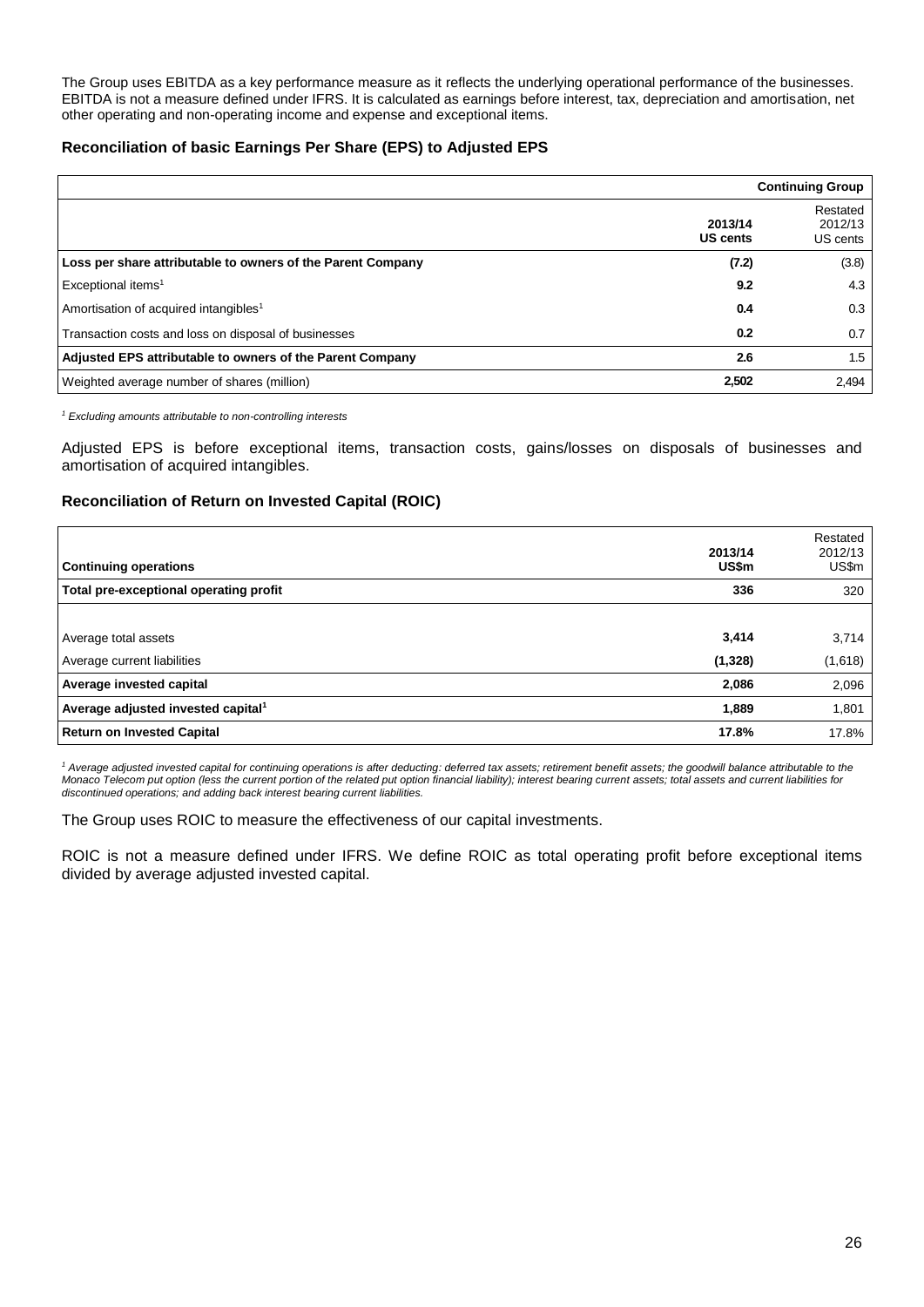The Group uses EBITDA as a key performance measure as it reflects the underlying operational performance of the businesses. EBITDA is not a measure defined under IFRS. It is calculated as earnings before interest, tax, depreciation and amortisation, net other operating and non-operating income and expense and exceptional items.

### Reconciliation of basic Earnings Per Share (EPS) to Adjusted EPS

| | Continuing Group | |
|---|---|---|
| | **2013/14 US cents** | Restated 2012/13 US cents |
| **Loss per share attributable to owners of the Parent Company** | **(7.2)** | (3.8) |
| Exceptional items[1] | **9.2** | 4.3 |
| Amortisation of acquired intangibles[1] | **0.4** | 0.3 |
| Transaction costs and loss on disposal of businesses | **0.2** | 0.7 |
| **Adjusted EPS attributable to owners of the Parent Company** | **2.6** | 1.5 |
| Weighted average number of shares (million) | **2,502** | 2,494 |

*[1] Excluding amounts attributable to non-controlling interests*

Adjusted EPS is before exceptional items, transaction costs, gains/losses on disposals of businesses and amortisation of acquired intangibles.

### Reconciliation of Return on Invested Capital (ROIC)

| **Continuing operations** | **2013/14 US$m** | Restated 2012/13 US$m |
|---|---|---|
| **Total pre-exceptional operating profit** | **336** | 320 |
| | | |
| Average total assets | **3,414** | 3,714 |
| Average current liabilities | **(1,328)** | (1,618) |
| **Average invested capital** | **2,086** | 2,096 |
| **Average adjusted invested capital[1]** | **1,889** | 1,801 |
| **Return on Invested Capital** | **17.8%** | 17.8% |

*[1] Average adjusted invested capital for continuing operations is after deducting: deferred tax assets; retirement benefit assets; the goodwill balance attributable to the Monaco Telecom put option (less the current portion of the related put option financial liability); interest bearing current assets; total assets and current liabilities for discontinued operations; and adding back interest bearing current liabilities.*

The Group uses ROIC to measure the effectiveness of our capital investments.

ROIC is not a measure defined under IFRS. We define ROIC as total operating profit before exceptional items divided by average adjusted invested capital.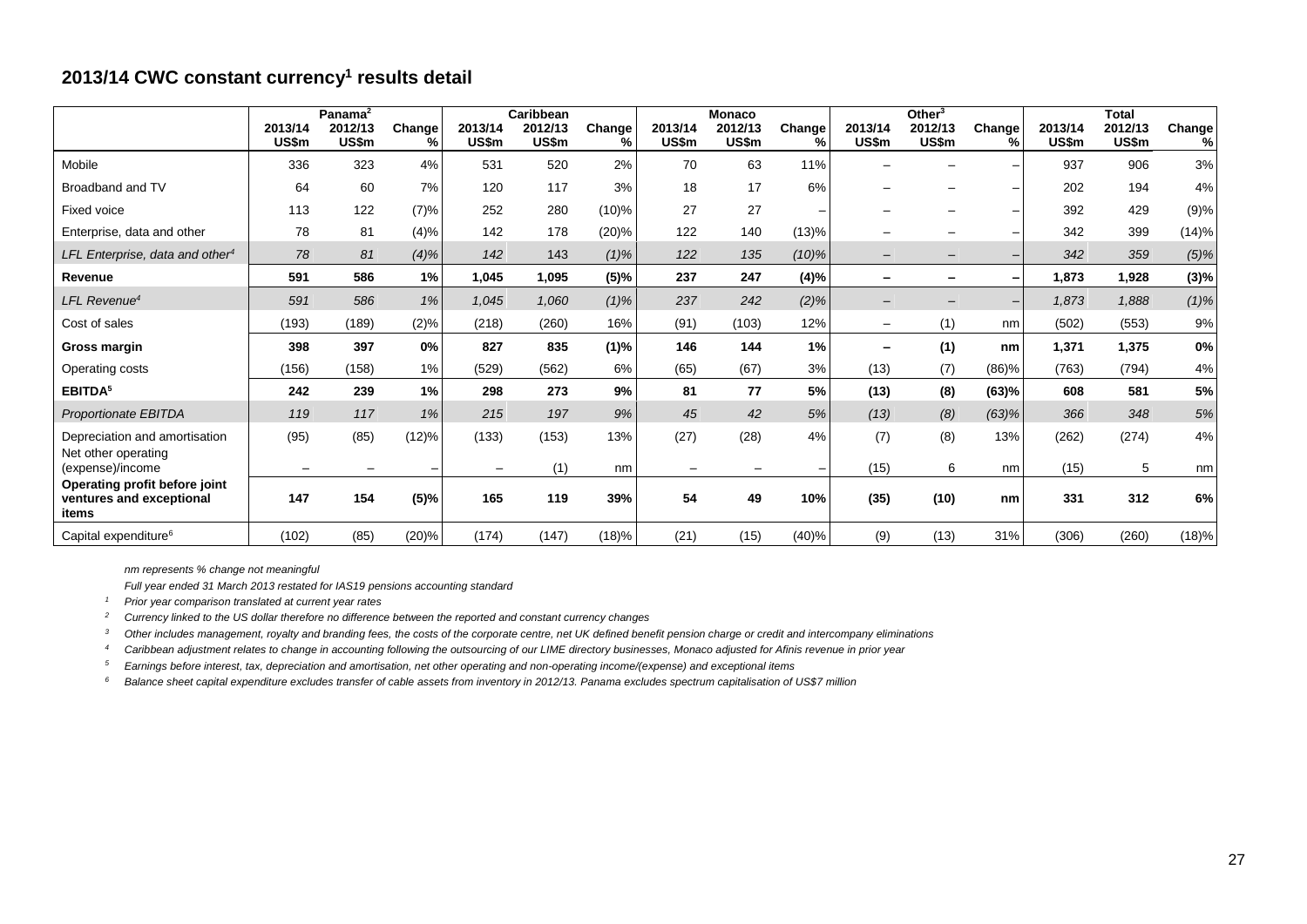## 2013/14 CWC constant currency[1] results detail

| | Panama[2] | | | Caribbean | | | Monaco | | | Other[3] | | | Total | | |
|---|---|---|---|---|---|---|---|---|---|---|---|---|---|---|---|
| | 2013/14 US$m | 2012/13 US$m | Change % | 2013/14 US$m | 2012/13 US$m | Change % | 2013/14 US$m | 2012/13 US$m | Change % | 2013/14 US$m | 2012/13 US$m | Change % | 2013/14 US$m | 2012/13 US$m | Change % |
| Mobile | 336 | 323 | 4% | 531 | 520 | 2% | 70 | 63 | 11% | – | – | – | 937 | 906 | 3% |
| Broadband and TV | 64 | 60 | 7% | 120 | 117 | 3% | 18 | 17 | 6% | – | – | – | 202 | 194 | 4% |
| Fixed voice | 113 | 122 | (7)% | 252 | 280 | (10)% | 27 | 27 | – | – | – | – | 392 | 429 | (9)% |
| Enterprise, data and other | 78 | 81 | (4)% | 142 | 178 | (20)% | 122 | 140 | (13)% | – | – | – | 342 | 399 | (14)% |
| *LFL Enterprise, data and other[4]* | *78* | *81* | *(4)%* | *142* | *143* | *(1)%* | *122* | *135* | *(10)%* | *–* | *–* | *–* | *342* | *359* | *(5)%* |
| **Revenue** | **591** | **586** | **1%** | **1,045** | **1,095** | **(5)%** | **237** | **247** | **(4)%** | **–** | **–** | **–** | **1,873** | **1,928** | **(3)%** |
| *LFL Revenue[4]* | *591* | *586* | *1%* | *1,045* | *1,060* | *(1)%* | *237* | *242* | *(2)%* | *–* | *–* | *–* | *1,873* | *1,888* | *(1)%* |
| Cost of sales | (193) | (189) | (2)% | (218) | (260) | 16% | (91) | (103) | 12% | – | (1) | nm | (502) | (553) | 9% |
| **Gross margin** | **398** | **397** | **0%** | **827** | **835** | **(1)%** | **146** | **144** | **1%** | **–** | **(1)** | **nm** | **1,371** | **1,375** | **0%** |
| Operating costs | (156) | (158) | 1% | (529) | (562) | 6% | (65) | (67) | 3% | (13) | (7) | (86)% | (763) | (794) | 4% |
| **EBITDA[5]** | **242** | **239** | **1%** | **298** | **273** | **9%** | **81** | **77** | **5%** | **(13)** | **(8)** | **(63)%** | **608** | **581** | **5%** |
| *Proportionate EBITDA* | *119* | *117* | *1%* | *215* | *197* | *9%* | *45* | *42* | *5%* | *(13)* | *(8)* | *(63)%* | *366* | *348* | *5%* |
| Depreciation and amortisation | (95) | (85) | (12)% | (133) | (153) | 13% | (27) | (28) | 4% | (7) | (8) | 13% | (262) | (274) | 4% |
| Net other operating (expense)/income | – | – | – | – | (1) | nm | – | – | – | (15) | 6 | nm | (15) | 5 | nm |
| **Operating profit before joint ventures and exceptional items** | **147** | **154** | **(5)%** | **165** | **119** | **39%** | **54** | **49** | **10%** | **(35)** | **(10)** | **nm** | **331** | **312** | **6%** |
| Capital expenditure[6] | (102) | (85) | (20)% | (174) | (147) | (18)% | (21) | (15) | (40)% | (9) | (13) | 31% | (306) | (260) | (18)% |

*nm represents % change not meaningful*

*Full year ended 31 March 2013 restated for IAS19 pensions accounting standard*

1. *Prior year comparison translated at current year rates*
2. *Currency linked to the US dollar therefore no difference between the reported and constant currency changes*
3. *Other includes management, royalty and branding fees, the costs of the corporate centre, net UK defined benefit pension charge or credit and intercompany eliminations*
4. *Caribbean adjustment relates to change in accounting following the outsourcing of our LIME directory businesses, Monaco adjusted for Afinis revenue in prior year*
5. *Earnings before interest, tax, depreciation and amortisation, net other operating and non-operating income/(expense) and exceptional items*
6. *Balance sheet capital expenditure excludes transfer of cable assets from inventory in 2012/13. Panama excludes spectrum capitalisation of US$7 million*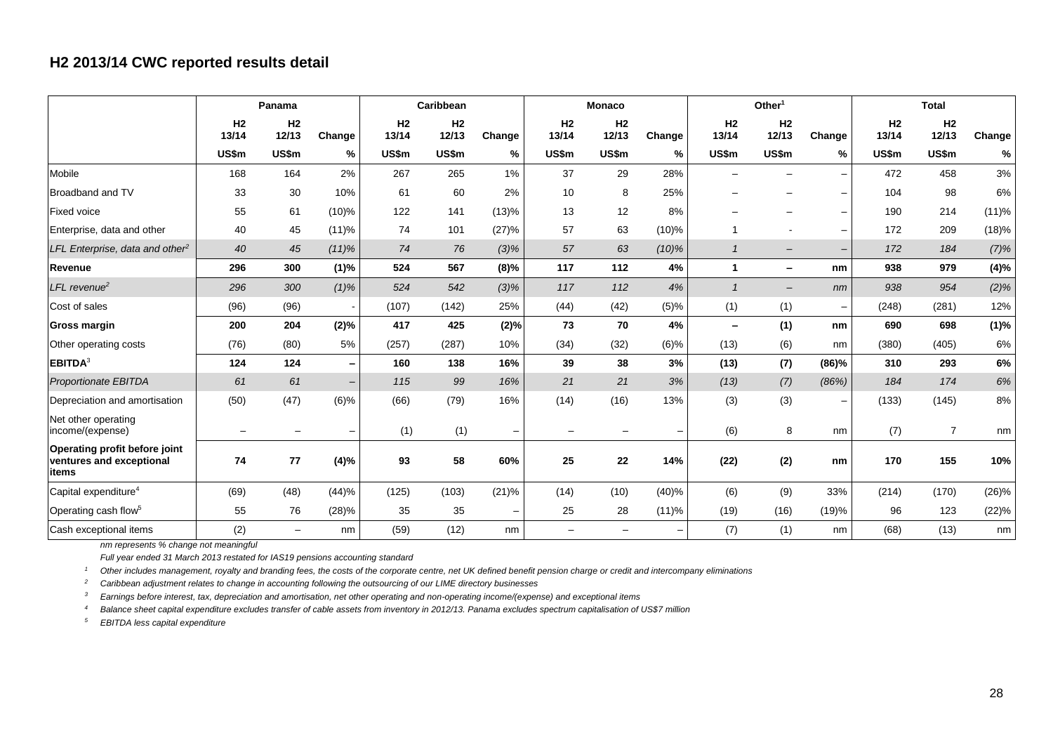## H2 2013/14 CWC reported results detail

| | Panama | | | Caribbean | | | Monaco | | | Other[1] | | | Total | | |
|---|---|---|---|---|---|---|---|---|---|---|---|---|---|---|---|
| | H2 13/14 | H2 12/13 | Change | H2 13/14 | H2 12/13 | Change | H2 13/14 | H2 12/13 | Change | H2 13/14 | H2 12/13 | Change | H2 13/14 | H2 12/13 | Change |
| | US$m | US$m | % | US$m | US$m | % | US$m | US$m | % | US$m | US$m | % | US$m | US$m | % |
| Mobile | 168 | 164 | 2% | 267 | 265 | 1% | 37 | 29 | 28% | – | – | – | 472 | 458 | 3% |
| Broadband and TV | 33 | 30 | 10% | 61 | 60 | 2% | 10 | 8 | 25% | – | – | – | 104 | 98 | 6% |
| Fixed voice | 55 | 61 | (10)% | 122 | 141 | (13)% | 13 | 12 | 8% | – | – | – | 190 | 214 | (11)% |
| Enterprise, data and other | 40 | 45 | (11)% | 74 | 101 | (27)% | 57 | 63 | (10)% | 1 | - | – | 172 | 209 | (18)% |
| *LFL Enterprise, data and other[2]* | *40* | *45* | *(11)%* | *74* | *76* | *(3)%* | *57* | *63* | *(10)%* | *1* | *–* | *–* | *172* | *184* | *(7)%* |
| **Revenue** | **296** | **300** | **(1)%** | **524** | **567** | **(8)%** | **117** | **112** | **4%** | **1** | **–** | **nm** | **938** | **979** | **(4)%** |
| *LFL revenue[2]* | *296* | *300* | *(1)%* | *524* | *542* | *(3)%* | *117* | *112* | *4%* | *1* | *–* | *nm* | *938* | *954* | *(2)%* |
| Cost of sales | (96) | (96) | - | (107) | (142) | 25% | (44) | (42) | (5)% | (1) | (1) | – | (248) | (281) | 12% |
| **Gross margin** | **200** | **204** | **(2)%** | **417** | **425** | **(2)%** | **73** | **70** | **4%** | **–** | **(1)** | **nm** | **690** | **698** | **(1)%** |
| Other operating costs | (76) | (80) | 5% | (257) | (287) | 10% | (34) | (32) | (6)% | (13) | (6) | nm | (380) | (405) | 6% |
| **EBITDA[3]** | **124** | **124** | **–** | **160** | **138** | **16%** | **39** | **38** | **3%** | **(13)** | **(7)** | **(86)%** | **310** | **293** | **6%** |
| *Proportionate EBITDA* | *61* | *61* | *–* | *115* | *99* | *16%* | *21* | *21* | *3%* | *(13)* | *(7)* | *(86%)* | *184* | *174* | *6%* |
| Depreciation and amortisation | (50) | (47) | (6)% | (66) | (79) | 16% | (14) | (16) | 13% | (3) | (3) | – | (133) | (145) | 8% |
| Net other operating income/(expense) | – | – | – | (1) | (1) | – | – | – | – | (6) | 8 | nm | (7) | 7 | nm |
| **Operating profit before joint ventures and exceptional items** | **74** | **77** | **(4)%** | **93** | **58** | **60%** | **25** | **22** | **14%** | **(22)** | **(2)** | **nm** | **170** | **155** | **10%** |
| Capital expenditure[4] | (69) | (48) | (44)% | (125) | (103) | (21)% | (14) | (10) | (40)% | (6) | (9) | 33% | (214) | (170) | (26)% |
| Operating cash flow[5] | 55 | 76 | (28)% | 35 | 35 | – | 25 | 28 | (11)% | (19) | (16) | (19)% | 96 | 123 | (22)% |
| Cash exceptional items | (2) | – | nm | (59) | (12) | nm | – | – | – | (7) | (1) | nm | (68) | (13) | nm |

*nm represents % change not meaningful*

*Full year ended 31 March 2013 restated for IAS19 pensions accounting standard*

[1] *Other includes management, royalty and branding fees, the costs of the corporate centre, net UK defined benefit pension charge or credit and intercompany eliminations*

[2] *Caribbean adjustment relates to change in accounting following the outsourcing of our LIME directory businesses*

[3] *Earnings before interest, tax, depreciation and amortisation, net other operating and non-operating income/(expense) and exceptional items*

[4] *Balance sheet capital expenditure excludes transfer of cable assets from inventory in 2012/13. Panama excludes spectrum capitalisation of US$7 million*

[5] *EBITDA less capital expenditure*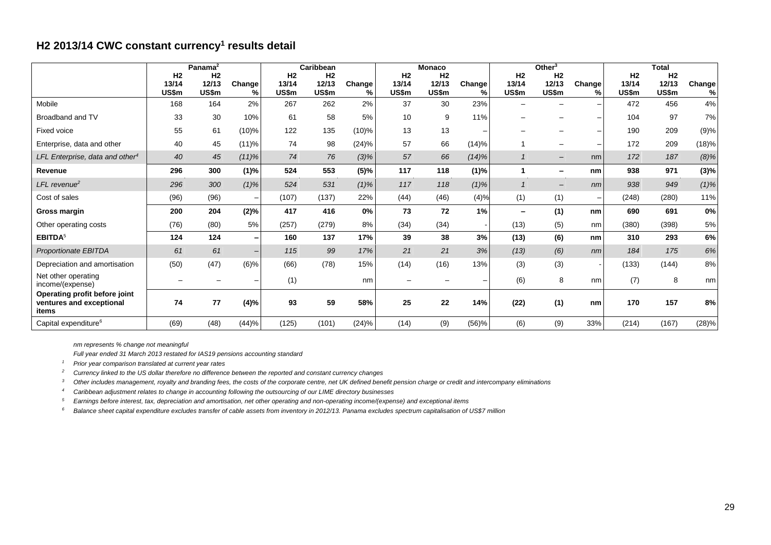## H2 2013/14 CWC constant currency[1] results detail

| | Panama[2] | | | Caribbean | | | Monaco | | | Other[3] | | | Total | | |
|---|---|---|---|---|---|---|---|---|---|---|---|---|---|---|---|
| | H2 13/14 US$m | H2 12/13 US$m | Change % | H2 13/14 US$m | H2 12/13 US$m | Change % | H2 13/14 US$m | H2 12/13 US$m | Change % | H2 13/14 US$m | H2 12/13 US$m | Change % | H2 13/14 US$m | H2 12/13 US$m | Change % |
| Mobile | 168 | 164 | 2% | 267 | 262 | 2% | 37 | 30 | 23% | – | – | – | 472 | 456 | 4% |
| Broadband and TV | 33 | 30 | 10% | 61 | 58 | 5% | 10 | 9 | 11% | – | – | – | 104 | 97 | 7% |
| Fixed voice | 55 | 61 | (10)% | 122 | 135 | (10)% | 13 | 13 | – | – | – | – | 190 | 209 | (9)% |
| Enterprise, data and other | 40 | 45 | (11)% | 74 | 98 | (24)% | 57 | 66 | (14)% | 1 | – | – | 172 | 209 | (18)% |
| *LFL Enterprise, data and other[4]* | *40* | *45* | *(11)%* | *74* | *76* | *(3)%* | *57* | *66* | *(14)%* | *1* | *–* | *nm* | *172* | *187* | *(8)%* |
| **Revenue** | **296** | **300** | **(1)%** | **524** | **553** | **(5)%** | **117** | **118** | **(1)%** | **1** | **–** | **nm** | **938** | **971** | **(3)%** |
| *LFL revenue[2]* | *296* | *300* | *(1)%* | *524* | *531* | *(1)%* | *117* | *118* | *(1)%* | *1* | *–* | *nm* | *938* | *949* | *(1)%* |
| Cost of sales | (96) | (96) | – | (107) | (137) | 22% | (44) | (46) | (4)% | (1) | (1) | – | (248) | (280) | 11% |
| **Gross margin** | **200** | **204** | **(2)%** | **417** | **416** | **0%** | **73** | **72** | **1%** | **–** | **(1)** | **nm** | **690** | **691** | **0%** |
| Other operating costs | (76) | (80) | 5% | (257) | (279) | 8% | (34) | (34) | - | (13) | (5) | nm | (380) | (398) | 5% |
| **EBITDA[5]** | **124** | **124** | **–** | **160** | **137** | **17%** | **39** | **38** | **3%** | **(13)** | **(6)** | **nm** | **310** | **293** | **6%** |
| *Proportionate EBITDA* | *61* | *61* | *–* | *115* | *99* | *17%* | *21* | *21* | *3%* | *(13)* | *(6)* | *nm* | *184* | *175* | *6%* |
| Depreciation and amortisation | (50) | (47) | (6)% | (66) | (78) | 15% | (14) | (16) | 13% | (3) | (3) | - | (133) | (144) | 8% |
| Net other operating income/(expense) | – | – | – | (1) | | nm | – | – | – | (6) | 8 | nm | (7) | 8 | nm |
| **Operating profit before joint ventures and exceptional items** | **74** | **77** | **(4)%** | **93** | **59** | **58%** | **25** | **22** | **14%** | **(22)** | **(1)** | **nm** | **170** | **157** | **8%** |
| Capital expenditure[6] | (69) | (48) | (44)% | (125) | (101) | (24)% | (14) | (9) | (56)% | (6) | (9) | 33% | (214) | (167) | (28)% |

*nm represents % change not meaningful*

*Full year ended 31 March 2013 restated for IAS19 pensions accounting standard*

1 *Prior year comparison translated at current year rates*

2 *Currency linked to the US dollar therefore no difference between the reported and constant currency changes*

3 *Other includes management, royalty and branding fees, the costs of the corporate centre, net UK defined benefit pension charge or credit and intercompany eliminations*

4 *Caribbean adjustment relates to change in accounting following the outsourcing of our LIME directory businesses*

5 *Earnings before interest, tax, depreciation and amortisation, net other operating and non-operating income/(expense) and exceptional items*

6 *Balance sheet capital expenditure excludes transfer of cable assets from inventory in 2012/13. Panama excludes spectrum capitalisation of US$7 million*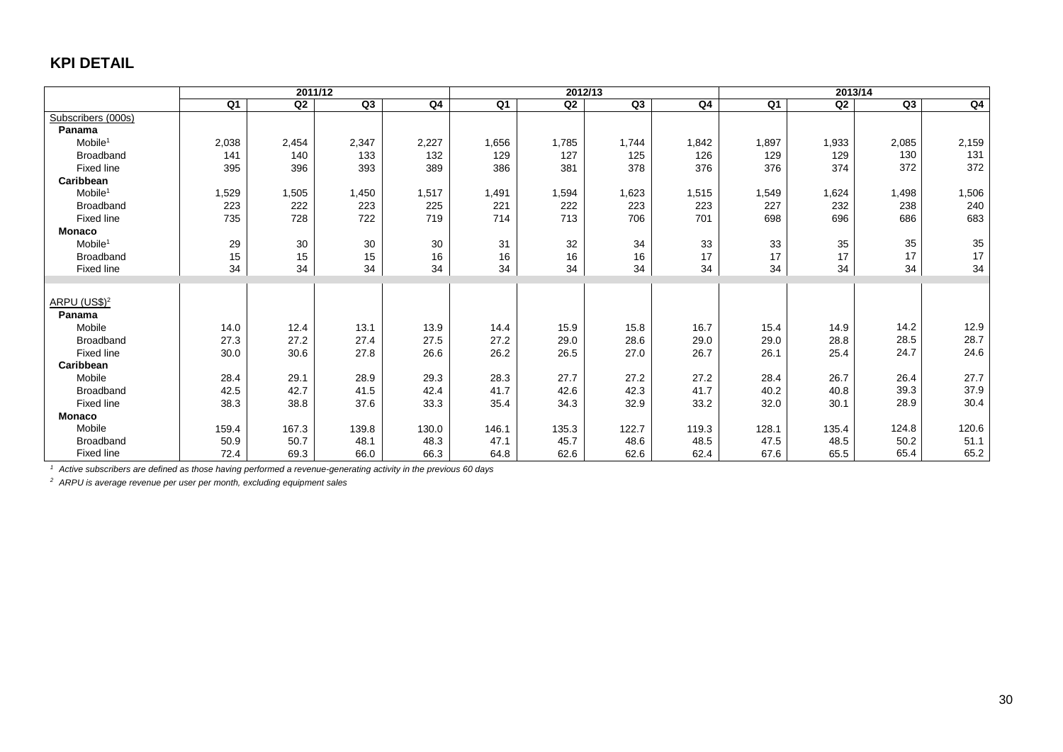## KPI DETAIL

| | 2011/12 | | | | 2012/13 | | | | 2013/14 | | | |
|---|---|---|---|---|---|---|---|---|---|---|---|---|
| | Q1 | Q2 | Q3 | Q4 | Q1 | Q2 | Q3 | Q4 | Q1 | Q2 | Q3 | Q4 |
| Subscribers (000s) | | | | | | | | | | | | |
| **Panama** | | | | | | | | | | | | |
| Mobile[1] | 2,038 | 2,454 | 2,347 | 2,227 | 1,656 | 1,785 | 1,744 | 1,842 | 1,897 | 1,933 | 2,085 | 2,159 |
| Broadband | 141 | 140 | 133 | 132 | 129 | 127 | 125 | 126 | 129 | 129 | 130 | 131 |
| Fixed line | 395 | 396 | 393 | 389 | 386 | 381 | 378 | 376 | 376 | 374 | 372 | 372 |
| **Caribbean** | | | | | | | | | | | | |
| Mobile[1] | 1,529 | 1,505 | 1,450 | 1,517 | 1,491 | 1,594 | 1,623 | 1,515 | 1,549 | 1,624 | 1,498 | 1,506 |
| Broadband | 223 | 222 | 223 | 225 | 221 | 222 | 223 | 223 | 227 | 232 | 238 | 240 |
| Fixed line | 735 | 728 | 722 | 719 | 714 | 713 | 706 | 701 | 698 | 696 | 686 | 683 |
| **Monaco** | | | | | | | | | | | | |
| Mobile[1] | 29 | 30 | 30 | 30 | 31 | 32 | 34 | 33 | 33 | 35 | 35 | 35 |
| Broadband | 15 | 15 | 15 | 16 | 16 | 16 | 16 | 17 | 17 | 17 | 17 | 17 |
| Fixed line | 34 | 34 | 34 | 34 | 34 | 34 | 34 | 34 | 34 | 34 | 34 | 34 |
| | | | | | | | | | | | | |
| ARPU (US$)[2] | | | | | | | | | | | | |
| **Panama** | | | | | | | | | | | | |
| Mobile | 14.0 | 12.4 | 13.1 | 13.9 | 14.4 | 15.9 | 15.8 | 16.7 | 15.4 | 14.9 | 14.2 | 12.9 |
| Broadband | 27.3 | 27.2 | 27.4 | 27.5 | 27.2 | 29.0 | 28.6 | 29.0 | 29.0 | 28.8 | 28.5 | 28.7 |
| Fixed line | 30.0 | 30.6 | 27.8 | 26.6 | 26.2 | 26.5 | 27.0 | 26.7 | 26.1 | 25.4 | 24.7 | 24.6 |
| **Caribbean** | | | | | | | | | | | | |
| Mobile | 28.4 | 29.1 | 28.9 | 29.3 | 28.3 | 27.7 | 27.2 | 27.2 | 28.4 | 26.7 | 26.4 | 27.7 |
| Broadband | 42.5 | 42.7 | 41.5 | 42.4 | 41.7 | 42.6 | 42.3 | 41.7 | 40.2 | 40.8 | 39.3 | 37.9 |
| Fixed line | 38.3 | 38.8 | 37.6 | 33.3 | 35.4 | 34.3 | 32.9 | 33.2 | 32.0 | 30.1 | 28.9 | 30.4 |
| **Monaco** | | | | | | | | | | | | |
| Mobile | 159.4 | 167.3 | 139.8 | 130.0 | 146.1 | 135.3 | 122.7 | 119.3 | 128.1 | 135.4 | 124.8 | 120.6 |
| Broadband | 50.9 | 50.7 | 48.1 | 48.3 | 47.1 | 45.7 | 48.6 | 48.5 | 47.5 | 48.5 | 50.2 | 51.1 |
| Fixed line | 72.4 | 69.3 | 66.0 | 66.3 | 64.8 | 62.6 | 62.6 | 62.4 | 67.6 | 65.5 | 65.4 | 65.2 |

*[1] Active subscribers are defined as those having performed a revenue-generating activity in the previous 60 days*

*[2] ARPU is average revenue per user per month, excluding equipment sales*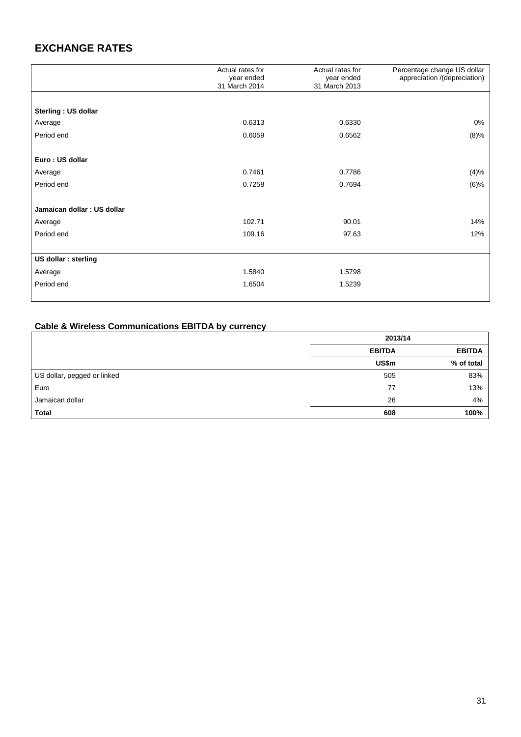# EXCHANGE RATES

| | Actual rates for year ended 31 March 2014 | Actual rates for year ended 31 March 2013 | Percentage change US dollar appreciation /(depreciation) |
|---|---|---|---|
| **Sterling : US dollar** | | | |
| Average | 0.6313 | 0.6330 | 0% |
| Period end | 0.6059 | 0.6562 | (8)% |
| **Euro : US dollar** | | | |
| Average | 0.7461 | 0.7786 | (4)% |
| Period end | 0.7258 | 0.7694 | (6)% |
| **Jamaican dollar : US dollar** | | | |
| Average | 102.71 | 90.01 | 14% |
| Period end | 109.16 | 97.63 | 12% |
| **US dollar : sterling** | | | |
| Average | 1.5840 | 1.5798 | |
| Period end | 1.6504 | 1.5239 | |

## Cable & Wireless Communications EBITDA by currency

| | 2013/14 | |
|---|---|---|
| | **EBITDA** | **EBITDA** |
| | **US$m** | **% of total** |
| US dollar, pegged or linked | 505 | 83% |
| Euro | 77 | 13% |
| Jamaican dollar | 26 | 4% |
| **Total** | **608** | **100%** |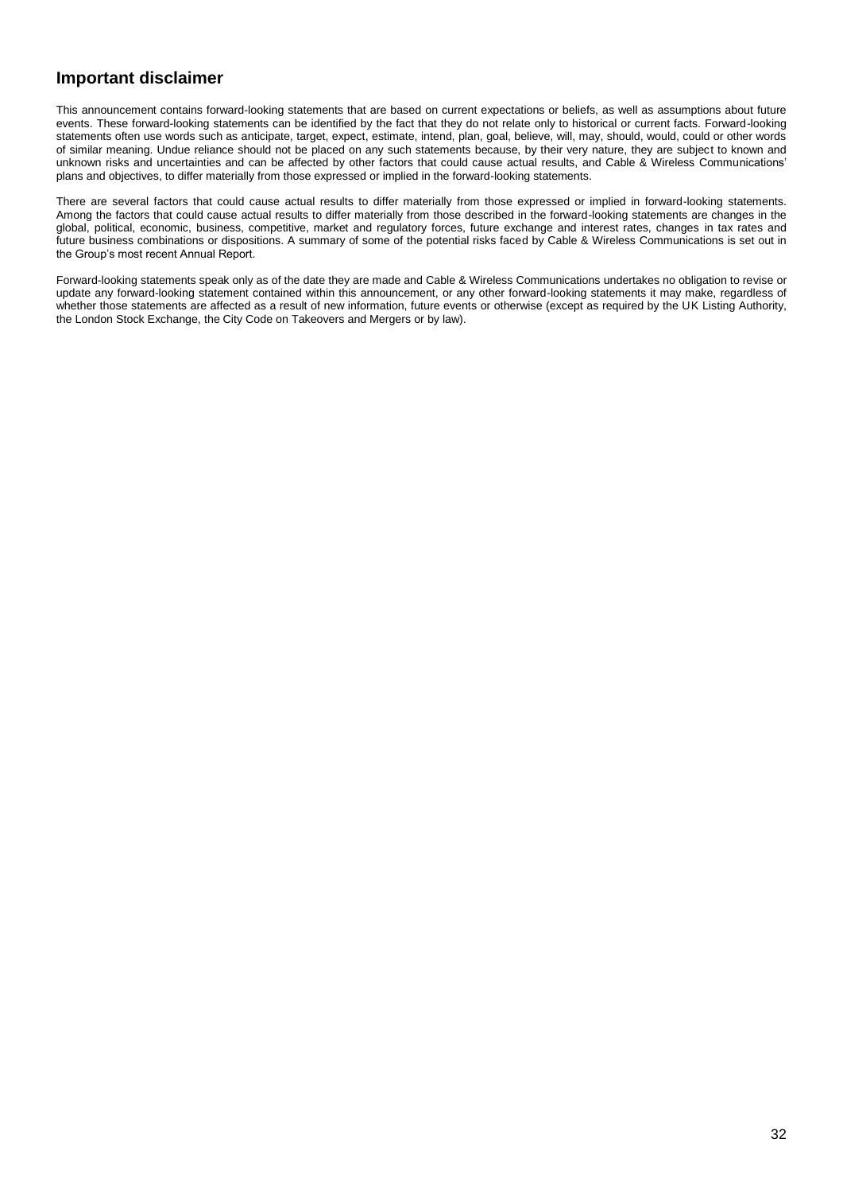## Important disclaimer

This announcement contains forward-looking statements that are based on current expectations or beliefs, as well as assumptions about future events. These forward-looking statements can be identified by the fact that they do not relate only to historical or current facts. Forward-looking statements often use words such as anticipate, target, expect, estimate, intend, plan, goal, believe, will, may, should, would, could or other words of similar meaning. Undue reliance should not be placed on any such statements because, by their very nature, they are subject to known and unknown risks and uncertainties and can be affected by other factors that could cause actual results, and Cable & Wireless Communications' plans and objectives, to differ materially from those expressed or implied in the forward-looking statements.

There are several factors that could cause actual results to differ materially from those expressed or implied in forward-looking statements. Among the factors that could cause actual results to differ materially from those described in the forward-looking statements are changes in the global, political, economic, business, competitive, market and regulatory forces, future exchange and interest rates, changes in tax rates and future business combinations or dispositions. A summary of some of the potential risks faced by Cable & Wireless Communications is set out in the Group's most recent Annual Report.

Forward-looking statements speak only as of the date they are made and Cable & Wireless Communications undertakes no obligation to revise or update any forward-looking statement contained within this announcement, or any other forward-looking statements it may make, regardless of whether those statements are affected as a result of new information, future events or otherwise (except as required by the UK Listing Authority, the London Stock Exchange, the City Code on Takeovers and Mergers or by law).